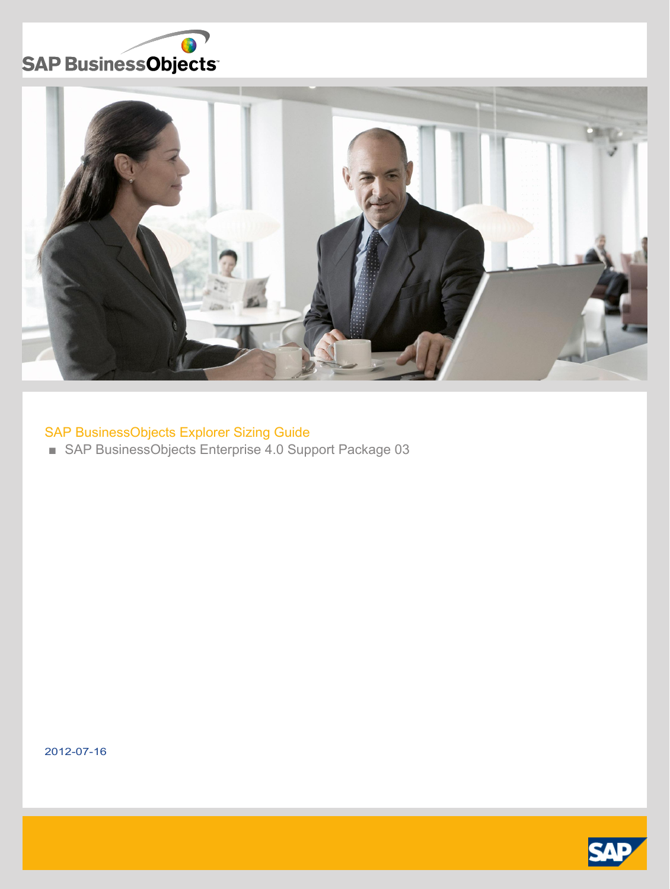SAP BusinessObjects

# SAP BusinessObjects Explorer Sizing Guide

- SAP BusinessObjects Enterprise 4.0 Support Package 03

2012-07-16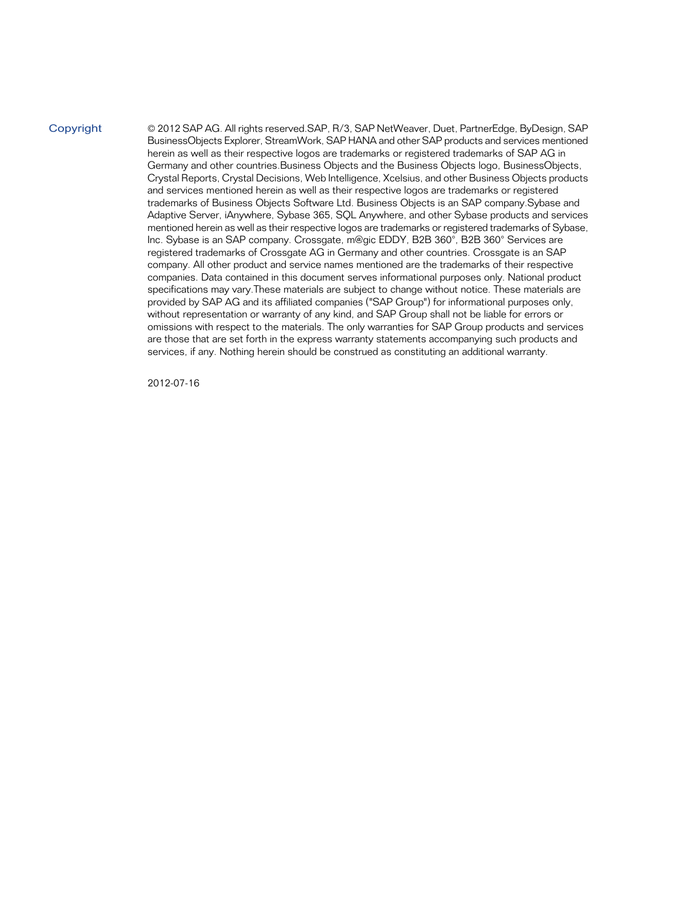## Copyright

© 2012 SAP AG. All rights reserved.SAP, R/3, SAP NetWeaver, Duet, PartnerEdge, ByDesign, SAP BusinessObjects Explorer, StreamWork, SAP HANA and other SAP products and services mentioned herein as well as their respective logos are trademarks or registered trademarks of SAP AG in Germany and other countries.Business Objects and the Business Objects logo, BusinessObjects, Crystal Reports, Crystal Decisions, Web Intelligence, Xcelsius, and other Business Objects products and services mentioned herein as well as their respective logos are trademarks or registered trademarks of Business Objects Software Ltd. Business Objects is an SAP company.Sybase and Adaptive Server, iAnywhere, Sybase 365, SQL Anywhere, and other Sybase products and services mentioned herein as well as their respective logos are trademarks or registered trademarks of Sybase, Inc. Sybase is an SAP company. Crossgate, m@gic EDDY, B2B 360°, B2B 360° Services are registered trademarks of Crossgate AG in Germany and other countries. Crossgate is an SAP company. All other product and service names mentioned are the trademarks of their respective companies. Data contained in this document serves informational purposes only. National product specifications may vary.These materials are subject to change without notice. These materials are provided by SAP AG and its affiliated companies ("SAP Group") for informational purposes only, without representation or warranty of any kind, and SAP Group shall not be liable for errors or omissions with respect to the materials. The only warranties for SAP Group products and services are those that are set forth in the express warranty statements accompanying such products and services, if any. Nothing herein should be construed as constituting an additional warranty.

2012-07-16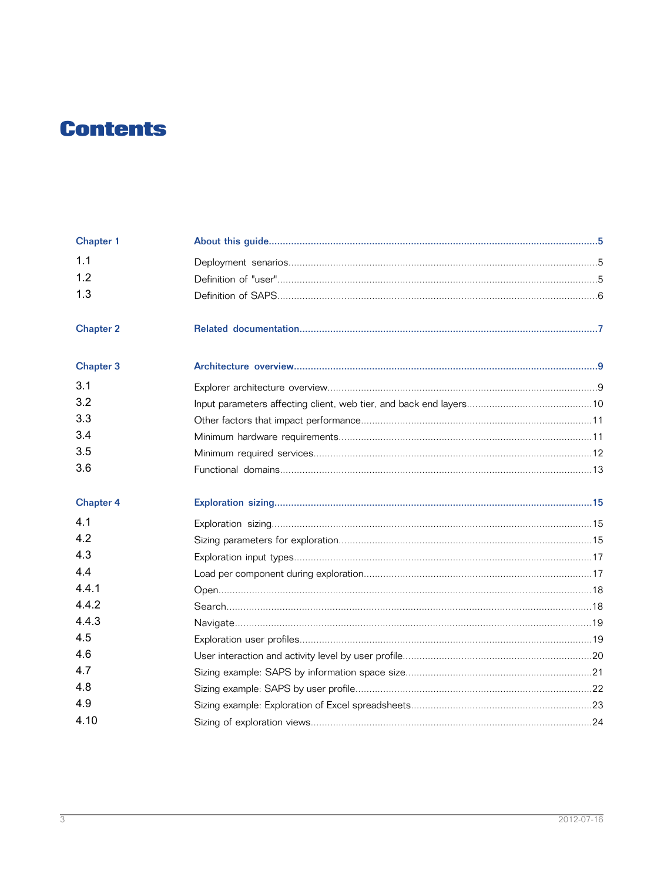# Contents

| | | |
|---|---|---|
| **Chapter 1** | **About this guide** | **5** |
| 1.1 | Deployment senarios | 5 |
| 1.2 | Definition of "user" | 5 |
| 1.3 | Definition of SAPS | 6 |
| **Chapter 2** | **Related documentation** | **7** |
| **Chapter 3** | **Architecture overview** | **9** |
| 3.1 | Explorer architecture overview | 9 |
| 3.2 | Input parameters affecting client, web tier, and back end layers | 10 |
| 3.3 | Other factors that impact performance | 11 |
| 3.4 | Minimum hardware requirements | 11 |
| 3.5 | Minimum required services | 12 |
| 3.6 | Functional domains | 13 |
| **Chapter 4** | **Exploration sizing** | **15** |
| 4.1 | Exploration sizing | 15 |
| 4.2 | Sizing parameters for exploration | 15 |
| 4.3 | Exploration input types | 17 |
| 4.4 | Load per component during exploration | 17 |
| 4.4.1 | Open | 18 |
| 4.4.2 | Search | 18 |
| 4.4.3 | Navigate | 19 |
| 4.5 | Exploration user profiles | 19 |
| 4.6 | User interaction and activity level by user profile | 20 |
| 4.7 | Sizing example: SAPS by information space size | 21 |
| 4.8 | Sizing example: SAPS by user profile | 22 |
| 4.9 | Sizing example: Exploration of Excel spreadsheets | 23 |
| 4.10 | Sizing of exploration views | 24 |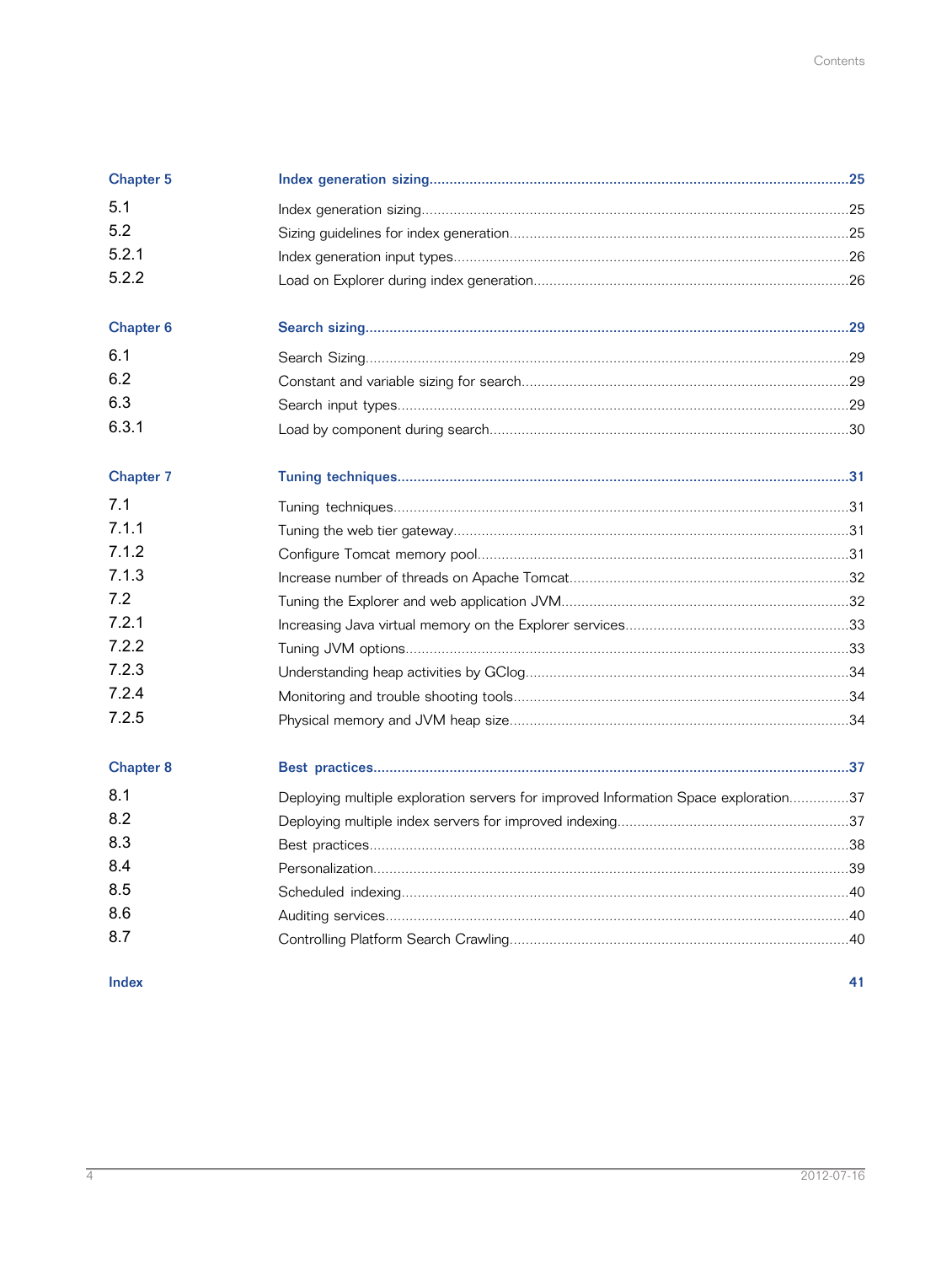| | | |
|---|---|---|
| **Chapter 5** | **Index generation sizing** | **25** |
| 5.1 | Index generation sizing | 25 |
| 5.2 | Sizing guidelines for index generation | 25 |
| 5.2.1 | Index generation input types | 26 |
| 5.2.2 | Load on Explorer during index generation | 26 |
| **Chapter 6** | **Search sizing** | **29** |
| 6.1 | Search Sizing | 29 |
| 6.2 | Constant and variable sizing for search | 29 |
| 6.3 | Search input types | 29 |
| 6.3.1 | Load by component during search | 30 |
| **Chapter 7** | **Tuning techniques** | **31** |
| 7.1 | Tuning techniques | 31 |
| 7.1.1 | Tuning the web tier gateway | 31 |
| 7.1.2 | Configure Tomcat memory pool | 31 |
| 7.1.3 | Increase number of threads on Apache Tomcat | 32 |
| 7.2 | Tuning the Explorer and web application JVM | 32 |
| 7.2.1 | Increasing Java virtual memory on the Explorer services | 33 |
| 7.2.2 | Tuning JVM options | 33 |
| 7.2.3 | Understanding heap activities by GClog | 34 |
| 7.2.4 | Monitoring and trouble shooting tools | 34 |
| 7.2.5 | Physical memory and JVM heap size | 34 |
| **Chapter 8** | **Best practices** | **37** |
| 8.1 | Deploying multiple exploration servers for improved Information Space exploration | 37 |
| 8.2 | Deploying multiple index servers for improved indexing | 37 |
| 8.3 | Best practices | 38 |
| 8.4 | Personalization | 39 |
| 8.5 | Scheduled indexing | 40 |
| 8.6 | Auditing services | 40 |
| 8.7 | Controlling Platform Search Crawling | 40 |
| **Index** | | **41** |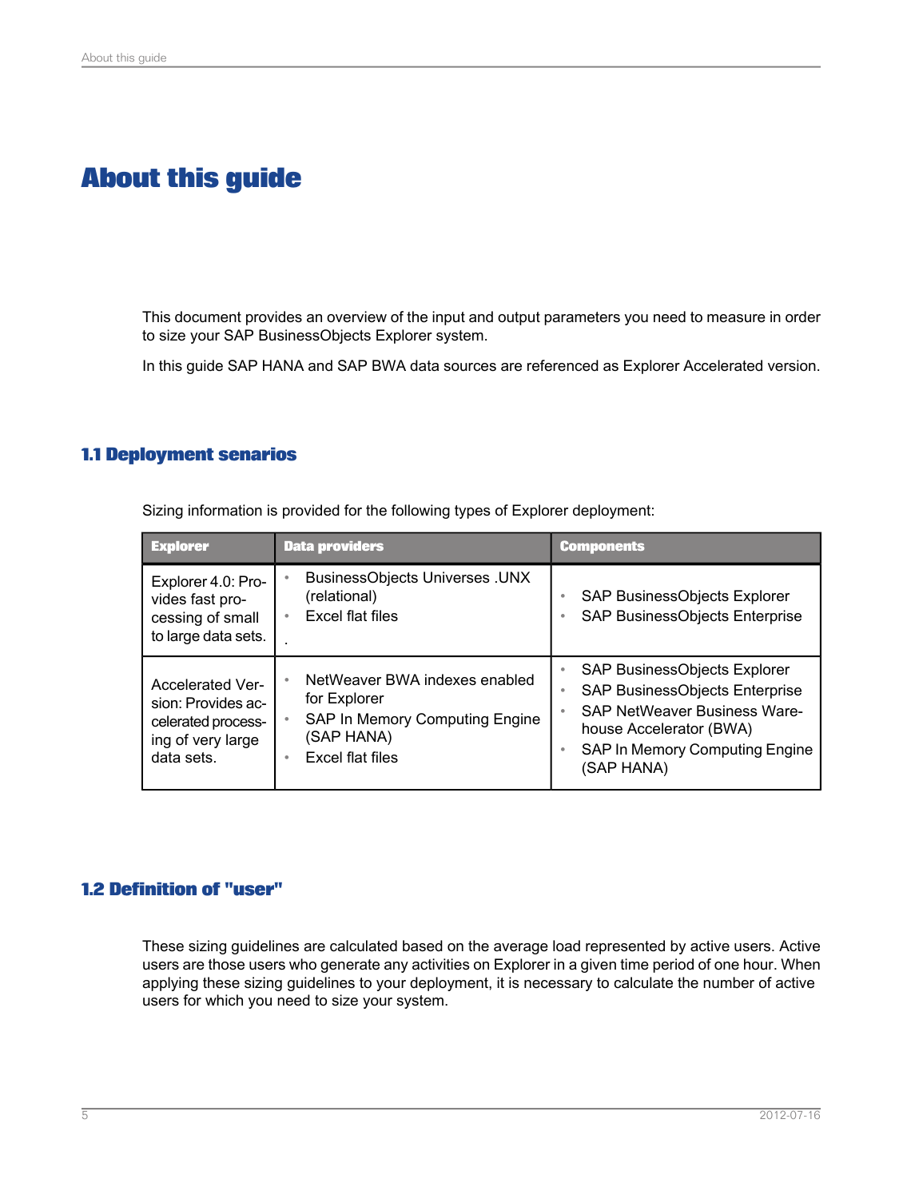# About this guide

This document provides an overview of the input and output parameters you need to measure in order to size your SAP BusinessObjects Explorer system.

In this guide SAP HANA and SAP BWA data sources are referenced as Explorer Accelerated version.

## 1.1 Deployment senarios

Sizing information is provided for the following types of Explorer deployment:

| Explorer | Data providers | Components |
|---|---|---|
| Explorer 4.0: Provides fast processing of small to large data sets. | • BusinessObjects Universes .UNX (relational)<br>• Excel flat files<br>. | • SAP BusinessObjects Explorer<br>• SAP BusinessObjects Enterprise |
| Accelerated Version: Provides accelerated processing of very large data sets. | • NetWeaver BWA indexes enabled for Explorer<br>• SAP In Memory Computing Engine (SAP HANA)<br>• Excel flat files | • SAP BusinessObjects Explorer<br>• SAP BusinessObjects Enterprise<br>• SAP NetWeaver Business Warehouse Accelerator (BWA)<br>• SAP In Memory Computing Engine (SAP HANA) |

## 1.2 Definition of "user"

These sizing guidelines are calculated based on the average load represented by active users. Active users are those users who generate any activities on Explorer in a given time period of one hour. When applying these sizing guidelines to your deployment, it is necessary to calculate the number of active users for which you need to size your system.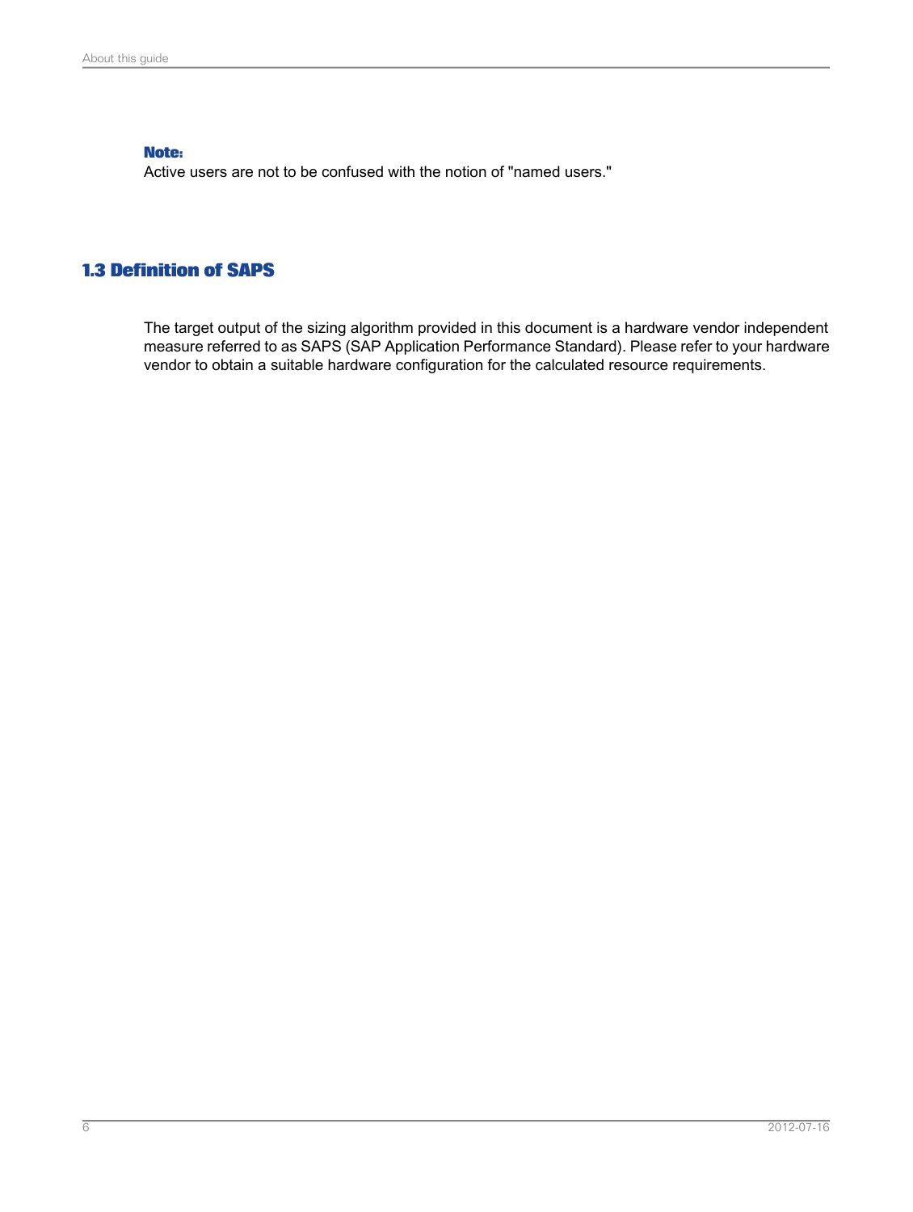**Note:**
Active users are not to be confused with the notion of "named users."

## 1.3 Definition of SAPS

The target output of the sizing algorithm provided in this document is a hardware vendor independent measure referred to as SAPS (SAP Application Performance Standard). Please refer to your hardware vendor to obtain a suitable hardware configuration for the calculated resource requirements.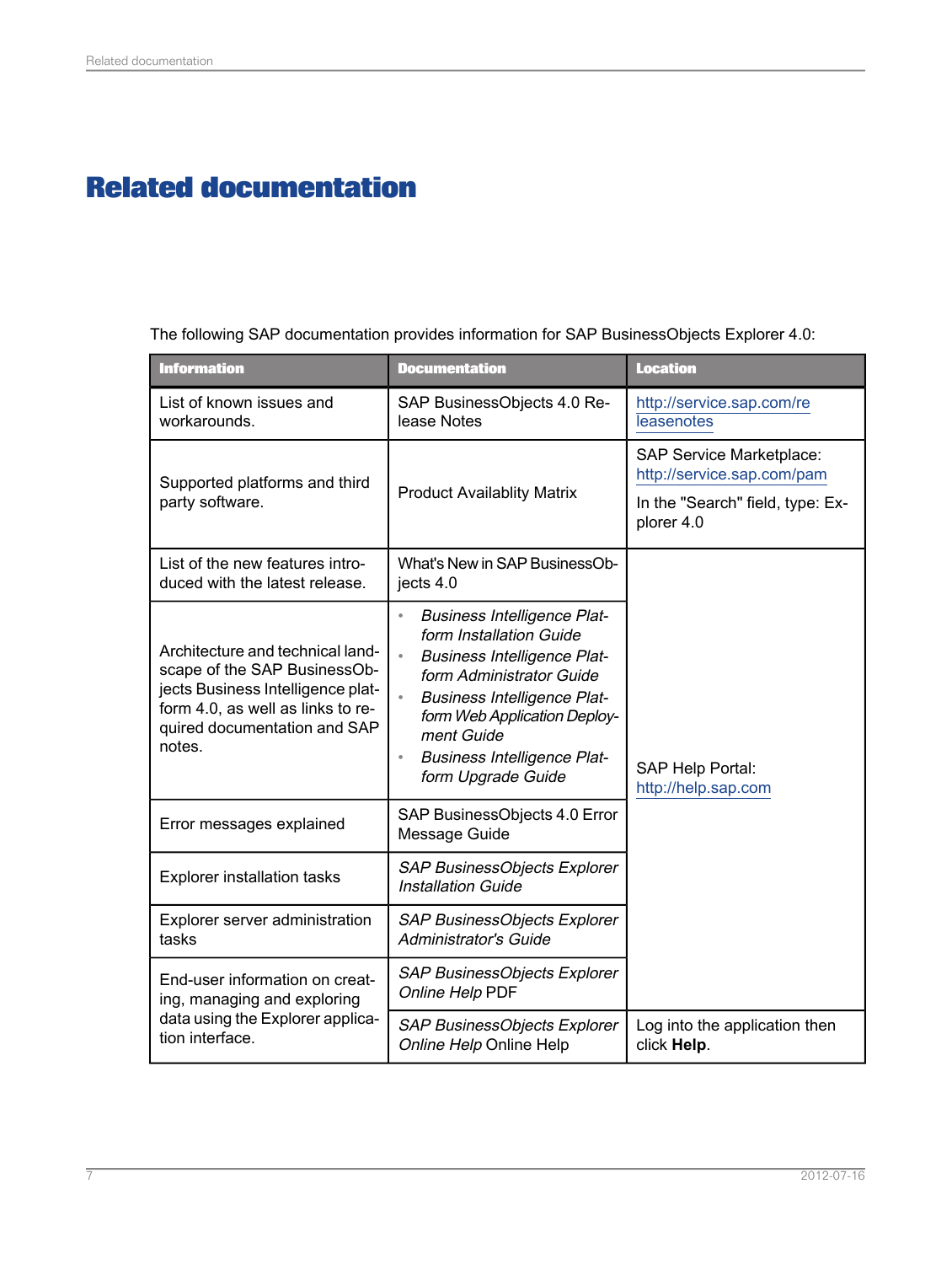# Related documentation

The following SAP documentation provides information for SAP BusinessObjects Explorer 4.0:

| Information | Documentation | Location |
|---|---|---|
| List of known issues and workarounds. | SAP BusinessObjects 4.0 Release Notes | http://service.sap.com/releasenotes |
| Supported platforms and third party software. | Product Availablity Matrix | SAP Service Marketplace: http://service.sap.com/pam<br><br>In the "Search" field, type: Explorer 4.0 |
| List of the new features introduced with the latest release. | What's New in SAP BusinessObjects 4.0 | SAP Help Portal: http://help.sap.com |
| Architecture and technical landscape of the SAP BusinessObjects Business Intelligence platform 4.0, as well as links to required documentation and SAP notes. | • *Business Intelligence Platform Installation Guide*<br>• *Business Intelligence Platform Administrator Guide*<br>• *Business Intelligence Platform Web Application Deployment Guide*<br>• *Business Intelligence Platform Upgrade Guide* | SAP Help Portal: http://help.sap.com |
| Error messages explained | SAP BusinessObjects 4.0 Error Message Guide | SAP Help Portal: http://help.sap.com |
| Explorer installation tasks | *SAP BusinessObjects Explorer Installation Guide* | SAP Help Portal: http://help.sap.com |
| Explorer server administration tasks | *SAP BusinessObjects Explorer Administrator's Guide* | SAP Help Portal: http://help.sap.com |
| End-user information on creating, managing and exploring data using the Explorer application interface. | *SAP BusinessObjects Explorer Online Help* PDF | SAP Help Portal: http://help.sap.com |
| | *SAP BusinessObjects Explorer Online Help* Online Help | Log into the application then click **Help**. |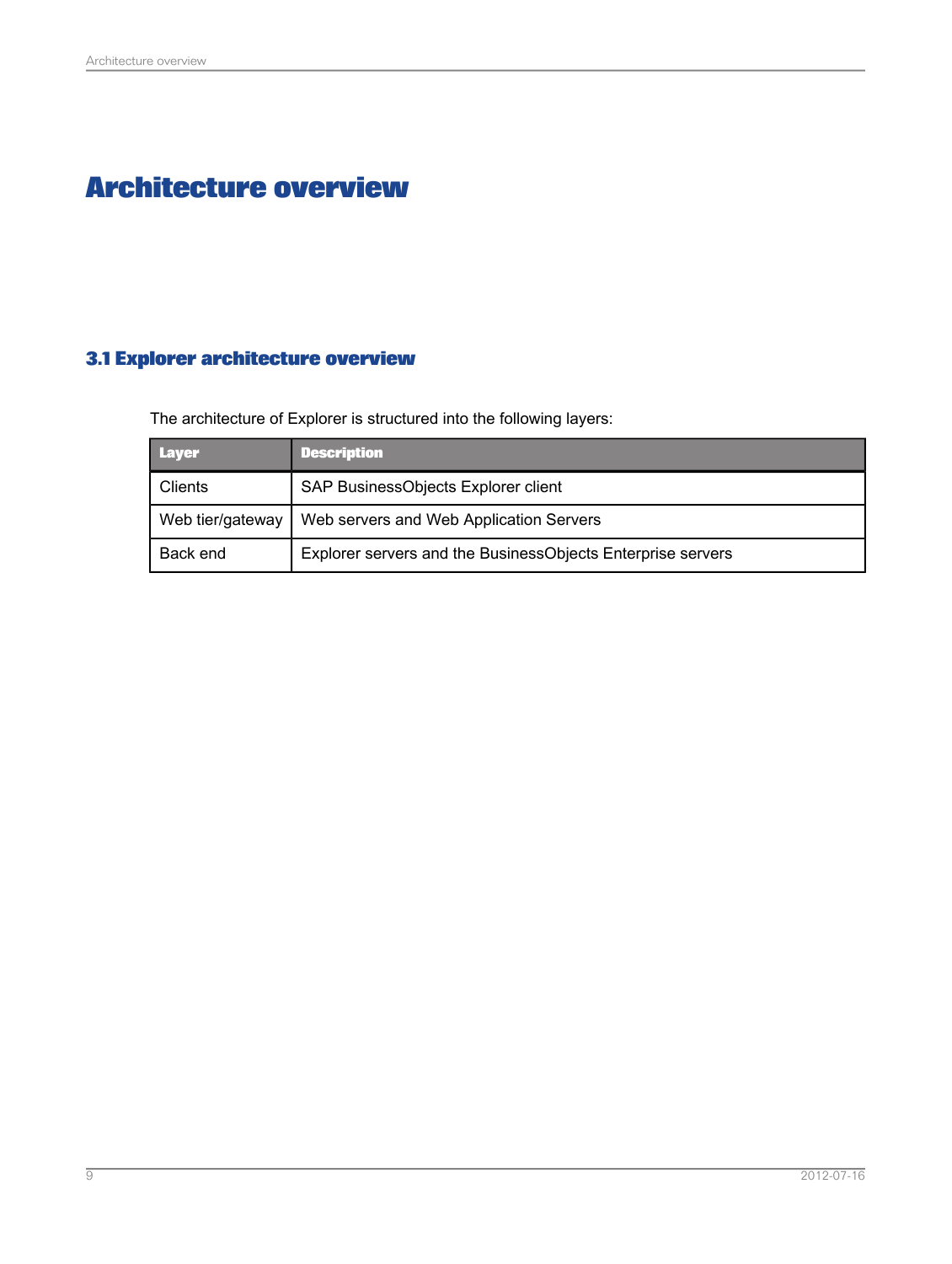# Architecture overview

## 3.1 Explorer architecture overview

The architecture of Explorer is structured into the following layers:

| Layer | Description |
|---|---|
| Clients | SAP BusinessObjects Explorer client |
| Web tier/gateway | Web servers and Web Application Servers |
| Back end | Explorer servers and the BusinessObjects Enterprise servers |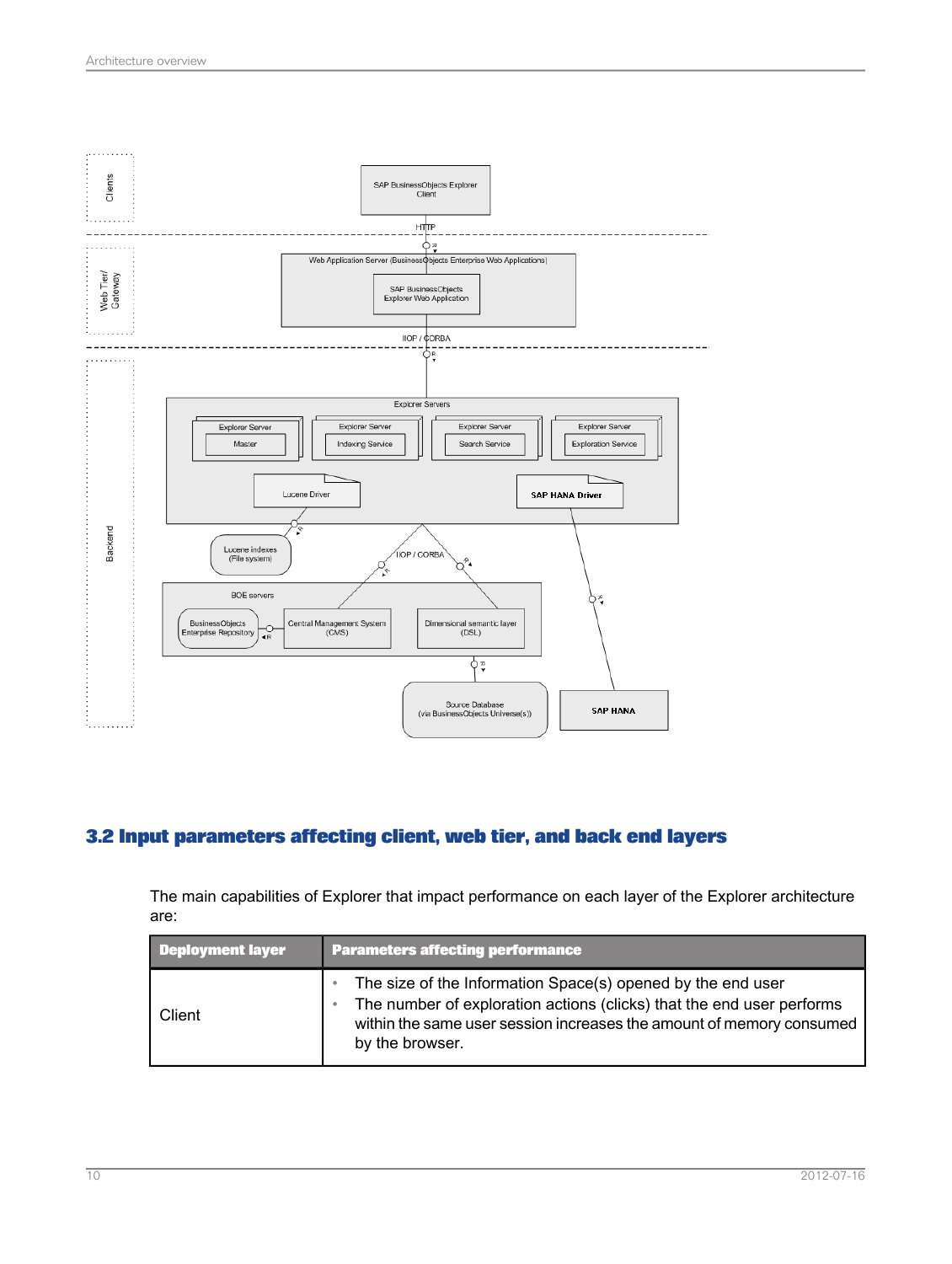## 3.2 Input parameters affecting client, web tier, and back end layers

The main capabilities of Explorer that impact performance on each layer of the Explorer architecture are:

| Deployment layer | Parameters affecting performance |
| --- | --- |
| Client | • The size of the Information Space(s) opened by the end user<br>• The number of exploration actions (clicks) that the end user performs within the same user session increases the amount of memory consumed by the browser. |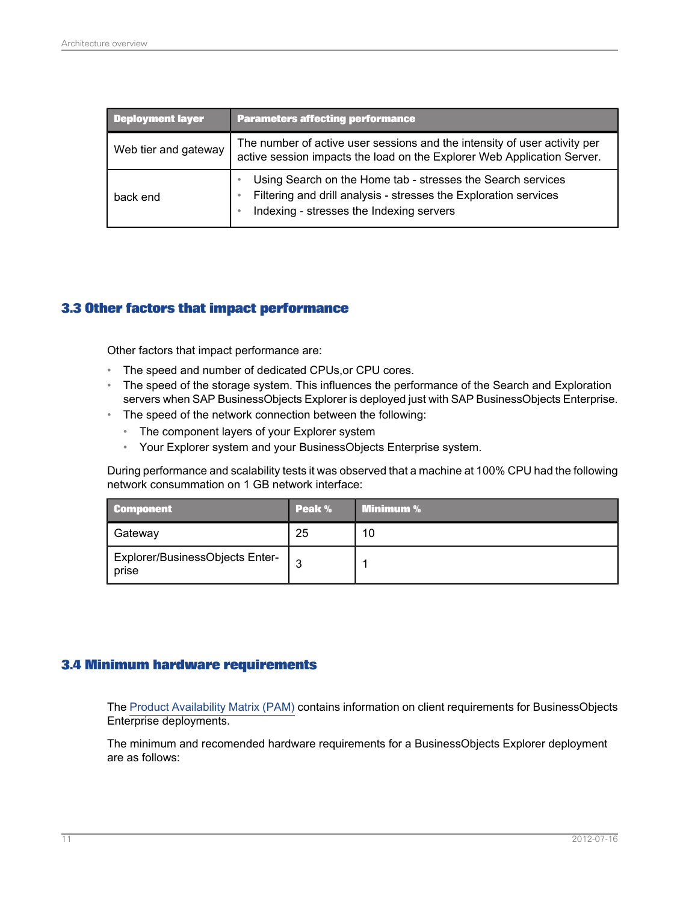| Deployment layer | Parameters affecting performance |
| --- | --- |
| Web tier and gateway | The number of active user sessions and the intensity of user activity per active session impacts the load on the Explorer Web Application Server. |
| back end | • Using Search on the Home tab - stresses the Search services<br>• Filtering and drill analysis - stresses the Exploration services<br>• Indexing - stresses the Indexing servers |

## 3.3 Other factors that impact performance

Other factors that impact performance are:

- The speed and number of dedicated CPUs,or CPU cores.
- The speed of the storage system. This influences the performance of the Search and Exploration servers when SAP BusinessObjects Explorer is deployed just with SAP BusinessObjects Enterprise.
- The speed of the network connection between the following:
  - The component layers of your Explorer system
  - Your Explorer system and your BusinessObjects Enterprise system.

During performance and scalability tests it was observed that a machine at 100% CPU had the following network consummation on 1 GB network interface:

| Component | Peak % | Minimum % |
| --- | --- | --- |
| Gateway | 25 | 10 |
| Explorer/BusinessObjects Enterprise | 3 | 1 |

## 3.4 Minimum hardware requirements

The Product Availability Matrix (PAM) contains information on client requirements for BusinessObjects Enterprise deployments.

The minimum and recomended hardware requirements for a BusinessObjects Explorer deployment are as follows: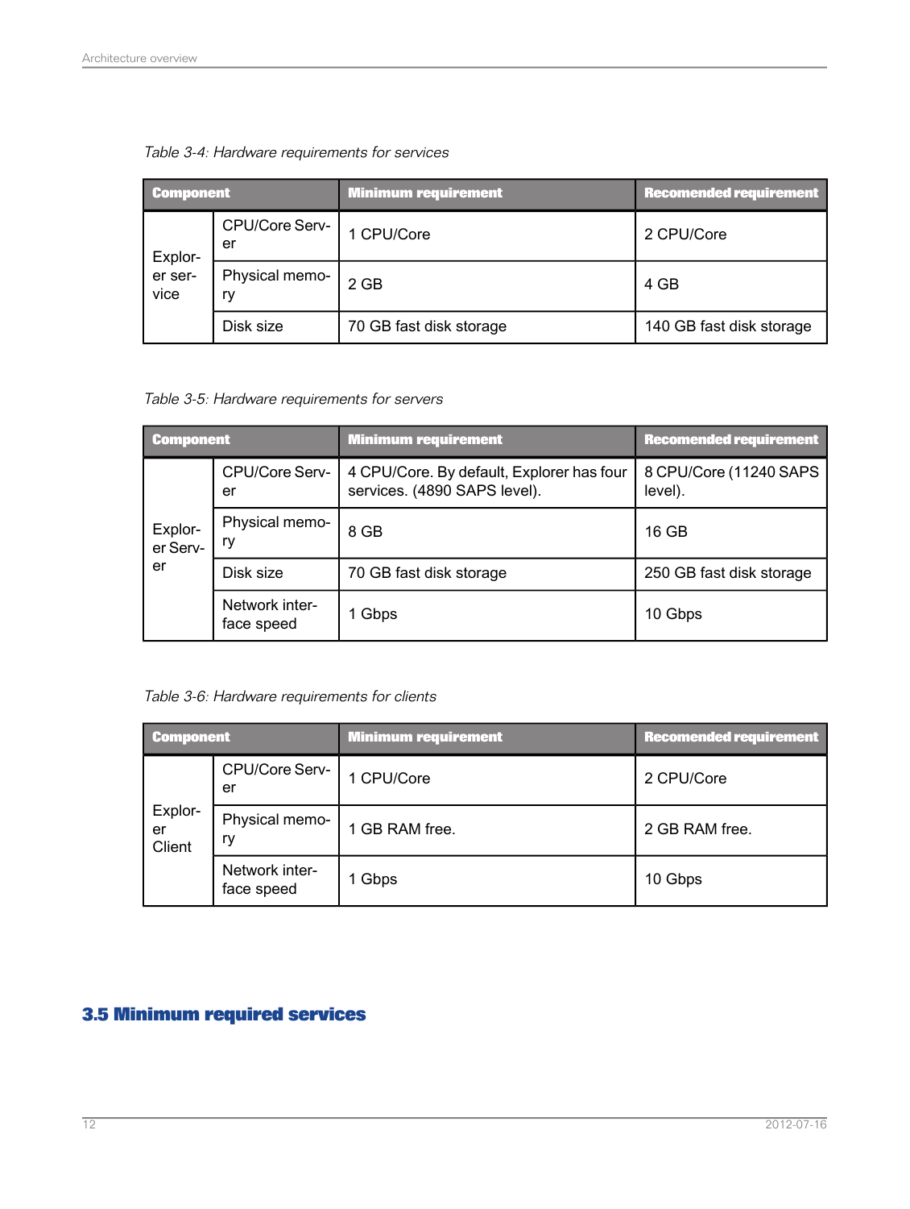Table 3-4: Hardware requirements for services

| Component | | Minimum requirement | Recomended requirement |
|---|---|---|---|
| Explorer service | CPU/Core Server | 1 CPU/Core | 2 CPU/Core |
| | Physical memory | 2 GB | 4 GB |
| | Disk size | 70 GB fast disk storage | 140 GB fast disk storage |

Table 3-5: Hardware requirements for servers

| Component | | Minimum requirement | Recomended requirement |
|---|---|---|---|
| Explorer Server | CPU/Core Server | 4 CPU/Core. By default, Explorer has four services. (4890 SAPS level). | 8 CPU/Core (11240 SAPS level). |
| | Physical memory | 8 GB | 16 GB |
| | Disk size | 70 GB fast disk storage | 250 GB fast disk storage |
| | Network interface speed | 1 Gbps | 10 Gbps |

Table 3-6: Hardware requirements for clients

| Component | | Minimum requirement | Recomended requirement |
|---|---|---|---|
| Explorer Client | CPU/Core Server | 1 CPU/Core | 2 CPU/Core |
| | Physical memory | 1 GB RAM free. | 2 GB RAM free. |
| | Network interface speed | 1 Gbps | 10 Gbps |

## 3.5 Minimum required services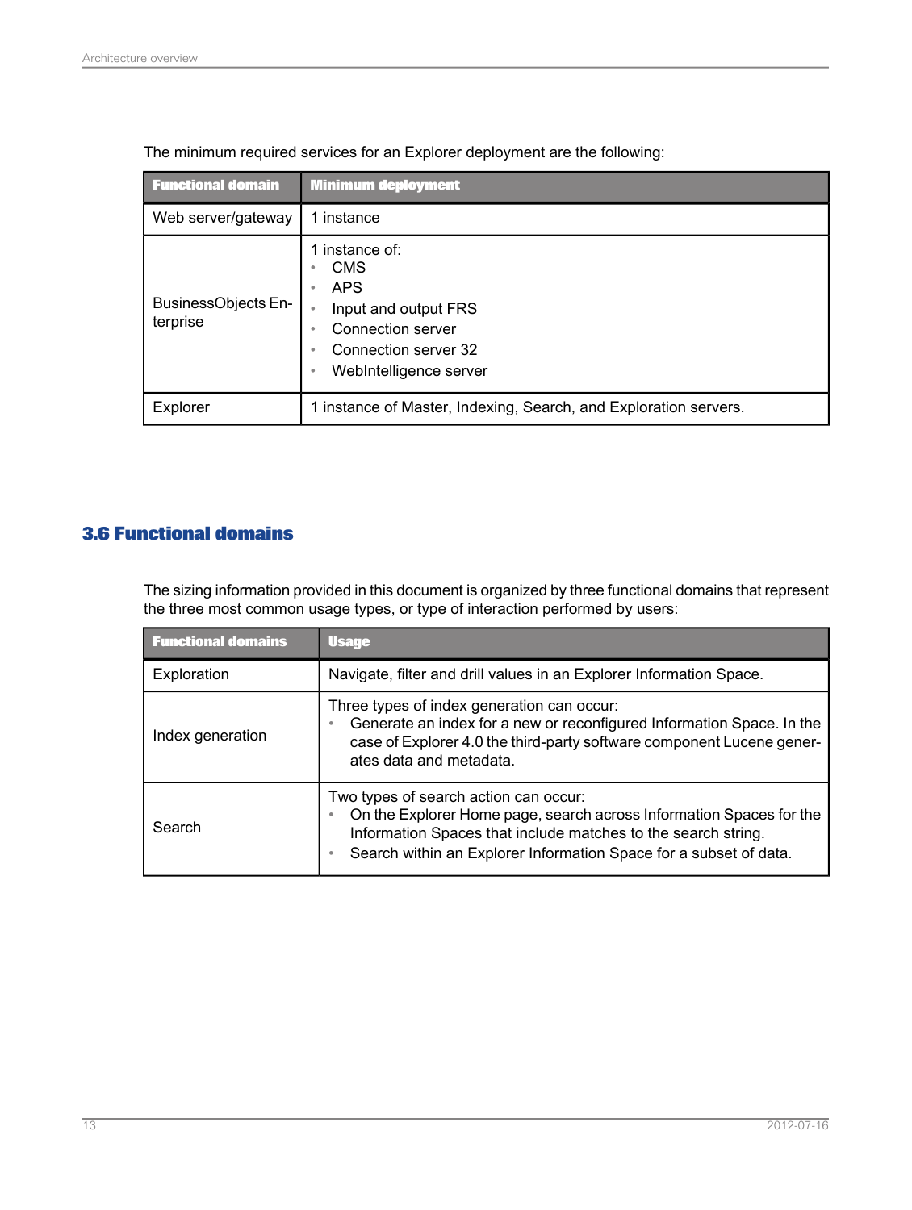The minimum required services for an Explorer deployment are the following:

| Functional domain | Minimum deployment |
|---|---|
| Web server/gateway | 1 instance |
| BusinessObjects Enterprise | 1 instance of:<br>• CMS<br>• APS<br>• Input and output FRS<br>• Connection server<br>• Connection server 32<br>• WebIntelligence server |
| Explorer | 1 instance of Master, Indexing, Search, and Exploration servers. |

## 3.6 Functional domains

The sizing information provided in this document is organized by three functional domains that represent the three most common usage types, or type of interaction performed by users:

| Functional domains | Usage |
|---|---|
| Exploration | Navigate, filter and drill values in an Explorer Information Space. |
| Index generation | Three types of index generation can occur:<br>• Generate an index for a new or reconfigured Information Space. In the case of Explorer 4.0 the third-party software component Lucene generates data and metadata. |
| Search | Two types of search action can occur:<br>• On the Explorer Home page, search across Information Spaces for the Information Spaces that include matches to the search string.<br>• Search within an Explorer Information Space for a subset of data. |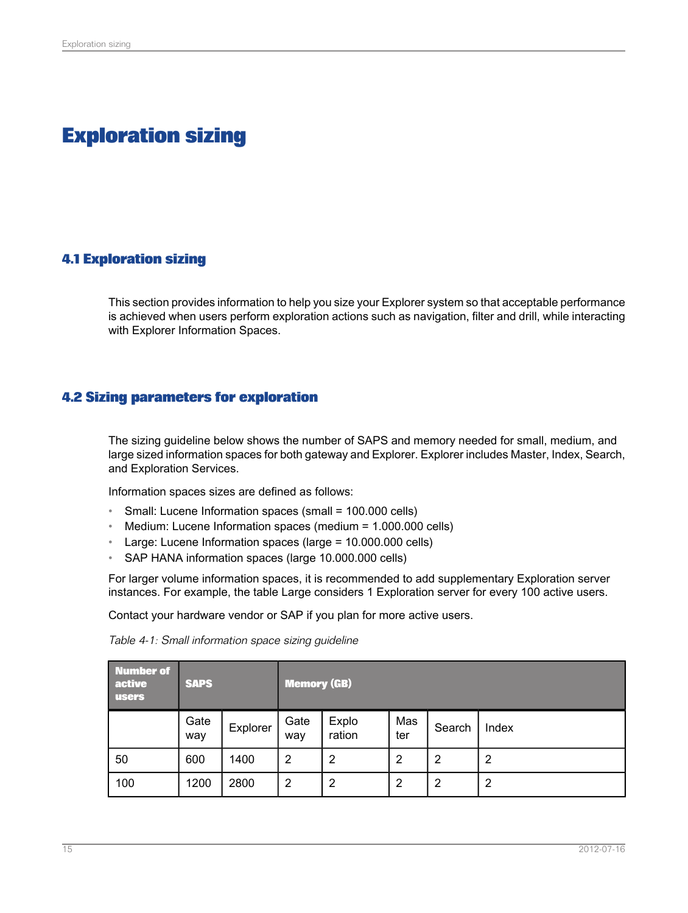# Exploration sizing

## 4.1 Exploration sizing

This section provides information to help you size your Explorer system so that acceptable performance is achieved when users perform exploration actions such as navigation, filter and drill, while interacting with Explorer Information Spaces.

## 4.2 Sizing parameters for exploration

The sizing guideline below shows the number of SAPS and memory needed for small, medium, and large sized information spaces for both gateway and Explorer. Explorer includes Master, Index, Search, and Exploration Services.

Information spaces sizes are defined as follows:

- Small: Lucene Information spaces (small = 100.000 cells)
- Medium: Lucene Information spaces (medium = 1.000.000 cells)
- Large: Lucene Information spaces (large = 10.000.000 cells)
- SAP HANA information spaces (large 10.000.000 cells)

For larger volume information spaces, it is recommended to add supplementary Exploration server instances. For example, the table Large considers 1 Exploration server for every 100 active users.

Contact your hardware vendor or SAP if you plan for more active users.

*Table 4-1: Small information space sizing guideline*

| Number of active users | SAPS | | Memory (GB) | | | | |
|---|---|---|---|---|---|---|---|
| | Gateway | Explorer | Gateway | Exploration | Master | Search | Index |
| 50 | 600 | 1400 | 2 | 2 | 2 | 2 | 2 |
| 100 | 1200 | 2800 | 2 | 2 | 2 | 2 | 2 |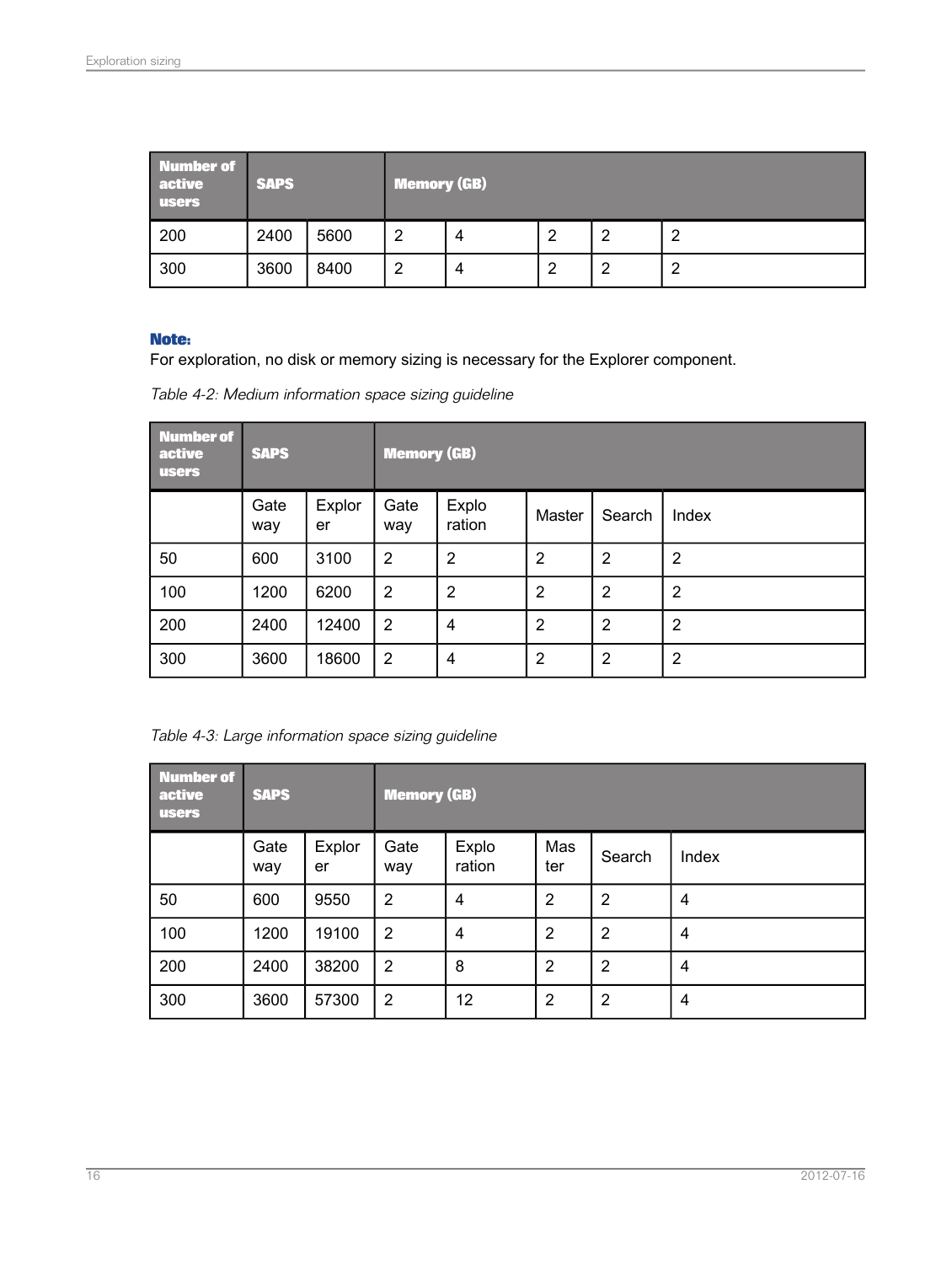| Number of active users | SAPS | | Memory (GB) | | | | |
|---|---|---|---|---|---|---|---|
| 200 | 2400 | 5600 | 2 | 4 | 2 | 2 | 2 |
| 300 | 3600 | 8400 | 2 | 4 | 2 | 2 | 2 |

**Note:**
For exploration, no disk or memory sizing is necessary for the Explorer component.

*Table 4-2: Medium information space sizing guideline*

| Number of active users | SAPS | | Memory (GB) | | | | |
|---|---|---|---|---|---|---|---|
| | Gateway | Explorer | Gateway | Exploration | Master | Search | Index |
| 50 | 600 | 3100 | 2 | 2 | 2 | 2 | 2 |
| 100 | 1200 | 6200 | 2 | 2 | 2 | 2 | 2 |
| 200 | 2400 | 12400 | 2 | 4 | 2 | 2 | 2 |
| 300 | 3600 | 18600 | 2 | 4 | 2 | 2 | 2 |

*Table 4-3: Large information space sizing guideline*

| Number of active users | SAPS | | Memory (GB) | | | | |
|---|---|---|---|---|---|---|---|
| | Gateway | Explorer | Gateway | Exploration | Master | Search | Index |
| 50 | 600 | 9550 | 2 | 4 | 2 | 2 | 4 |
| 100 | 1200 | 19100 | 2 | 4 | 2 | 2 | 4 |
| 200 | 2400 | 38200 | 2 | 8 | 2 | 2 | 4 |
| 300 | 3600 | 57300 | 2 | 12 | 2 | 2 | 4 |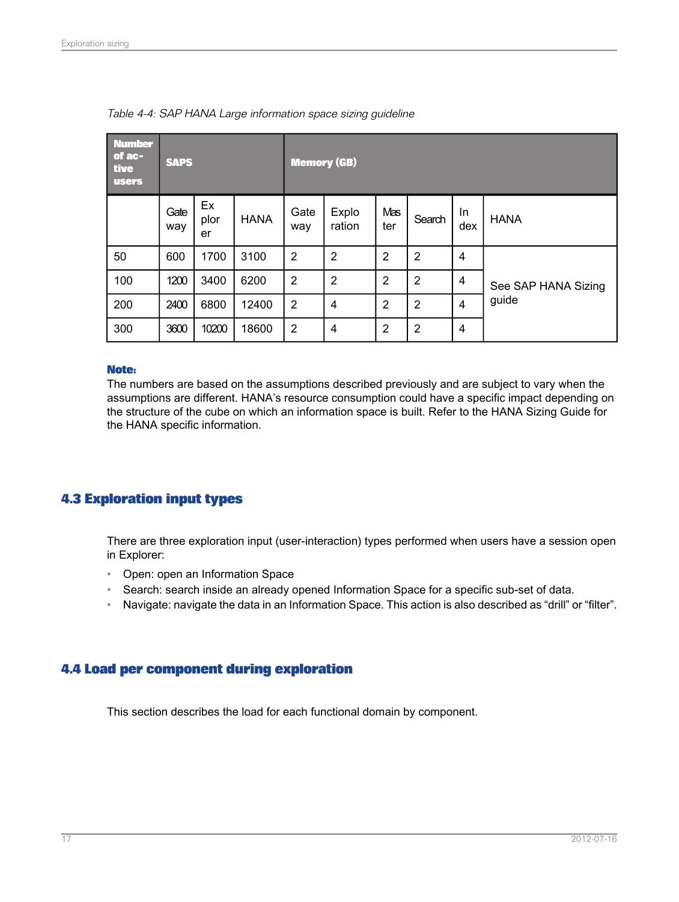*Table 4-4: SAP HANA Large information space sizing guideline*

| Number of active users | SAPS | | | Memory (GB) | | | | | |
|---|---|---|---|---|---|---|---|---|---|
| | Gateway | Explorer | HANA | Gateway | Exploration | Master | Search | Index | HANA |
| 50 | 600 | 1700 | 3100 | 2 | 2 | 2 | 2 | 4 | See SAP HANA Sizing guide |
| 100 | 1200 | 3400 | 6200 | 2 | 2 | 2 | 2 | 4 | |
| 200 | 2400 | 6800 | 12400 | 2 | 4 | 2 | 2 | 4 | |
| 300 | 3600 | 10200 | 18600 | 2 | 4 | 2 | 2 | 4 | |

**Note:**
The numbers are based on the assumptions described previously and are subject to vary when the assumptions are different. HANA's resource consumption could have a specific impact depending on the structure of the cube on which an information space is built. Refer to the HANA Sizing Guide for the HANA specific information.

## 4.3 Exploration input types

There are three exploration input (user-interaction) types performed when users have a session open in Explorer:

- Open: open an Information Space
- Search: search inside an already opened Information Space for a specific sub-set of data.
- Navigate: navigate the data in an Information Space. This action is also described as "drill" or "filter".

## 4.4 Load per component during exploration

This section describes the load for each functional domain by component.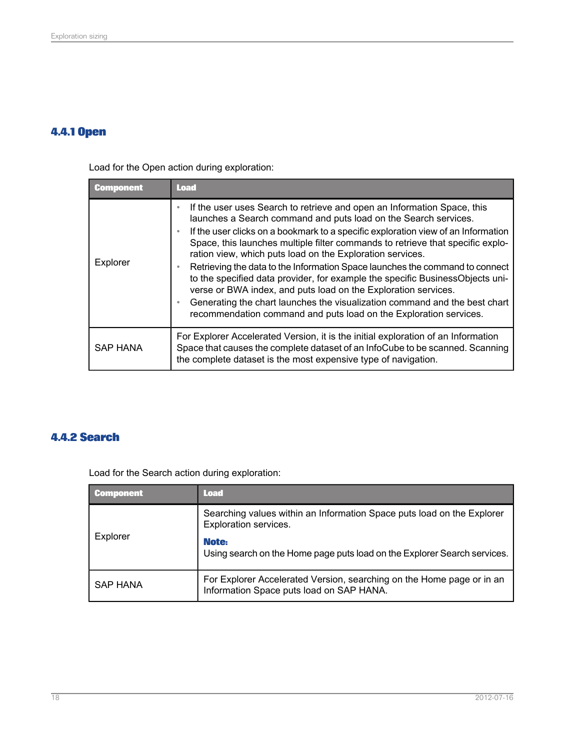### 4.4.1 Open

Load for the Open action during exploration:

| Component | Load |
|---|---|
| Explorer | • If the user uses Search to retrieve and open an Information Space, this launches a Search command and puts load on the Search services.<br>• If the user clicks on a bookmark to a specific exploration view of an Information Space, this launches multiple filter commands to retrieve that specific exploration view, which puts load on the Exploration services.<br>• Retrieving the data to the Information Space launches the command to connect to the specified data provider, for example the specific BusinessObjects universe or BWA index, and puts load on the Exploration services.<br>• Generating the chart launches the visualization command and the best chart recommendation command and puts load on the Exploration services. |
| SAP HANA | For Explorer Accelerated Version, it is the initial exploration of an Information Space that causes the complete dataset of an InfoCube to be scanned. Scanning the complete dataset is the most expensive type of navigation. |

### 4.4.2 Search

Load for the Search action during exploration:

| Component | Load |
|---|---|
| Explorer | Searching values within an Information Space puts load on the Explorer Exploration services.<br>**Note:**<br>Using search on the Home page puts load on the Explorer Search services. |
| SAP HANA | For Explorer Accelerated Version, searching on the Home page or in an Information Space puts load on SAP HANA. |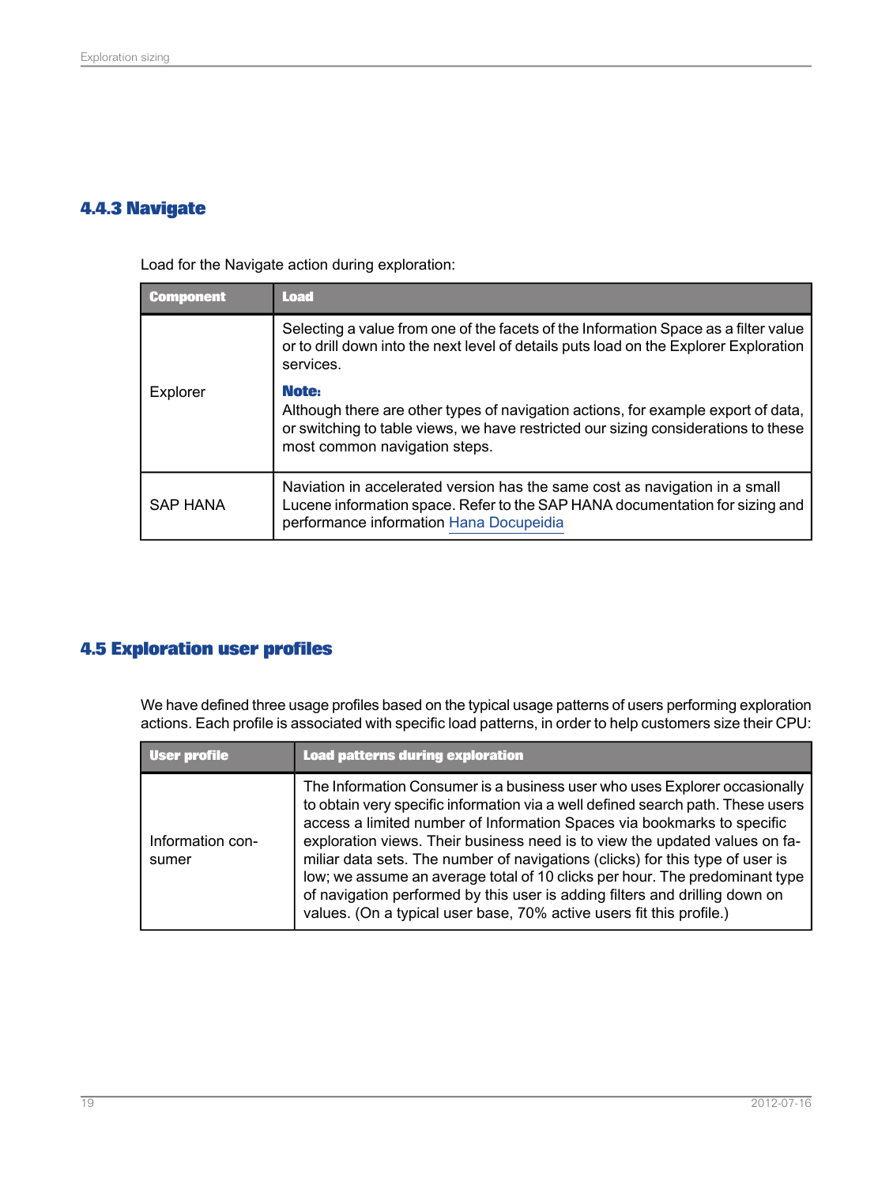### 4.4.3 Navigate

Load for the Navigate action during exploration:

| Component | Load |
| --- | --- |
| Explorer | Selecting a value from one of the facets of the Information Space as a filter value or to drill down into the next level of details puts load on the Explorer Exploration services.<br><br>**Note:**<br>Although there are other types of navigation actions, for example export of data, or switching to table views, we have restricted our sizing considerations to these most common navigation steps. |
| SAP HANA | Naviation in accelerated version has the same cost as navigation in a small Lucene information space. Refer to the SAP HANA documentation for sizing and performance information Hana Docupeidia |

## 4.5 Exploration user profiles

We have defined three usage profiles based on the typical usage patterns of users performing exploration actions. Each profile is associated with specific load patterns, in order to help customers size their CPU:

| User profile | Load patterns during exploration |
| --- | --- |
| Information consumer | The Information Consumer is a business user who uses Explorer occasionally to obtain very specific information via a well defined search path. These users access a limited number of Information Spaces via bookmarks to specific exploration views. Their business need is to view the updated values on familiar data sets. The number of navigations (clicks) for this type of user is low; we assume an average total of 10 clicks per hour. The predominant type of navigation performed by this user is adding filters and drilling down on values. (On a typical user base, 70% active users fit this profile.) |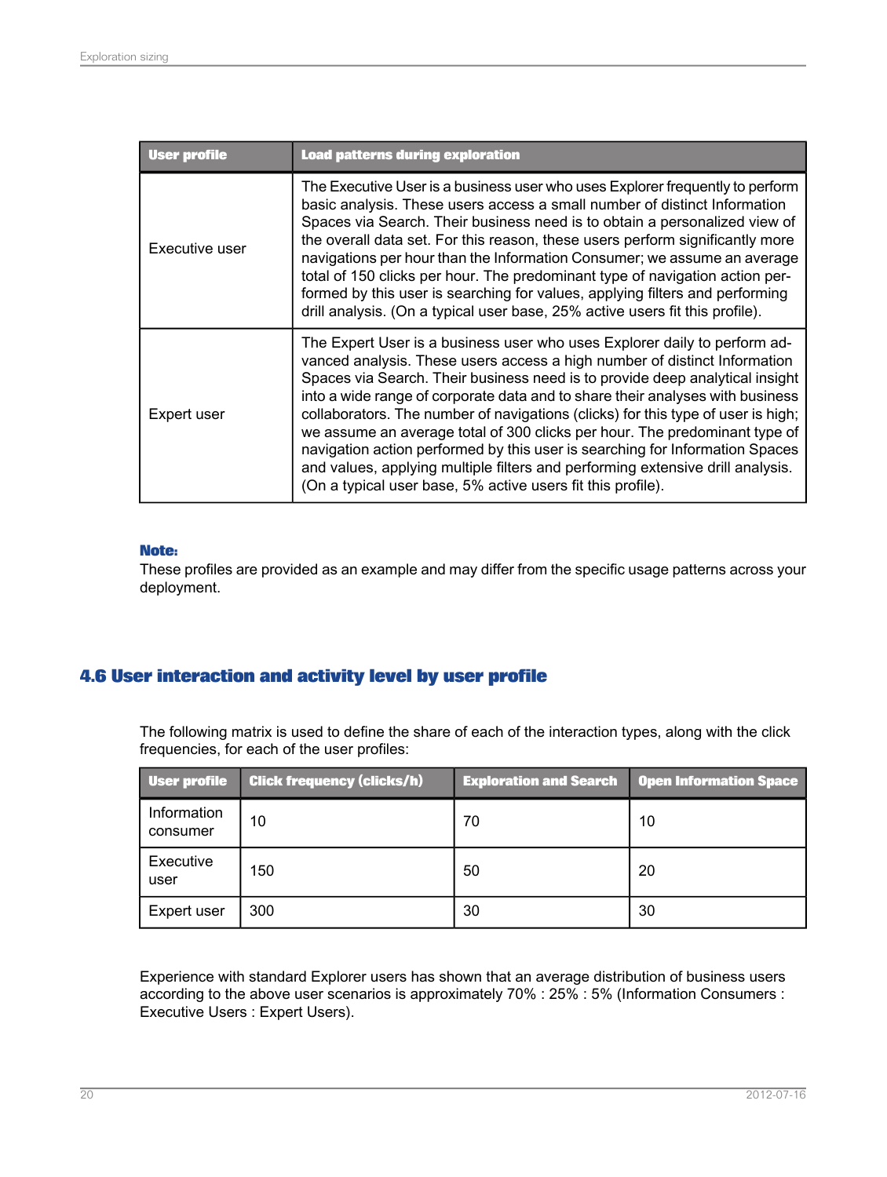| User profile | Load patterns during exploration |
| --- | --- |
| Executive user | The Executive User is a business user who uses Explorer frequently to perform basic analysis. These users access a small number of distinct Information Spaces via Search. Their business need is to obtain a personalized view of the overall data set. For this reason, these users perform significantly more navigations per hour than the Information Consumer; we assume an average total of 150 clicks per hour. The predominant type of navigation action performed by this user is searching for values, applying filters and performing drill analysis. (On a typical user base, 25% active users fit this profile). |
| Expert user | The Expert User is a business user who uses Explorer daily to perform advanced analysis. These users access a high number of distinct Information Spaces via Search. Their business need is to provide deep analytical insight into a wide range of corporate data and to share their analyses with business collaborators. The number of navigations (clicks) for this type of user is high; we assume an average total of 300 clicks per hour. The predominant type of navigation action performed by this user is searching for Information Spaces and values, applying multiple filters and performing extensive drill analysis. (On a typical user base, 5% active users fit this profile). |

**Note:**
These profiles are provided as an example and may differ from the specific usage patterns across your deployment.

## 4.6 User interaction and activity level by user profile

The following matrix is used to define the share of each of the interaction types, along with the click frequencies, for each of the user profiles:

| User profile | Click frequency (clicks/h) | Exploration and Search | Open Information Space |
| --- | --- | --- | --- |
| Information consumer | 10 | 70 | 10 |
| Executive user | 150 | 50 | 20 |
| Expert user | 300 | 30 | 30 |

Experience with standard Explorer users has shown that an average distribution of business users according to the above user scenarios is approximately 70% : 25% : 5% (Information Consumers : Executive Users : Expert Users).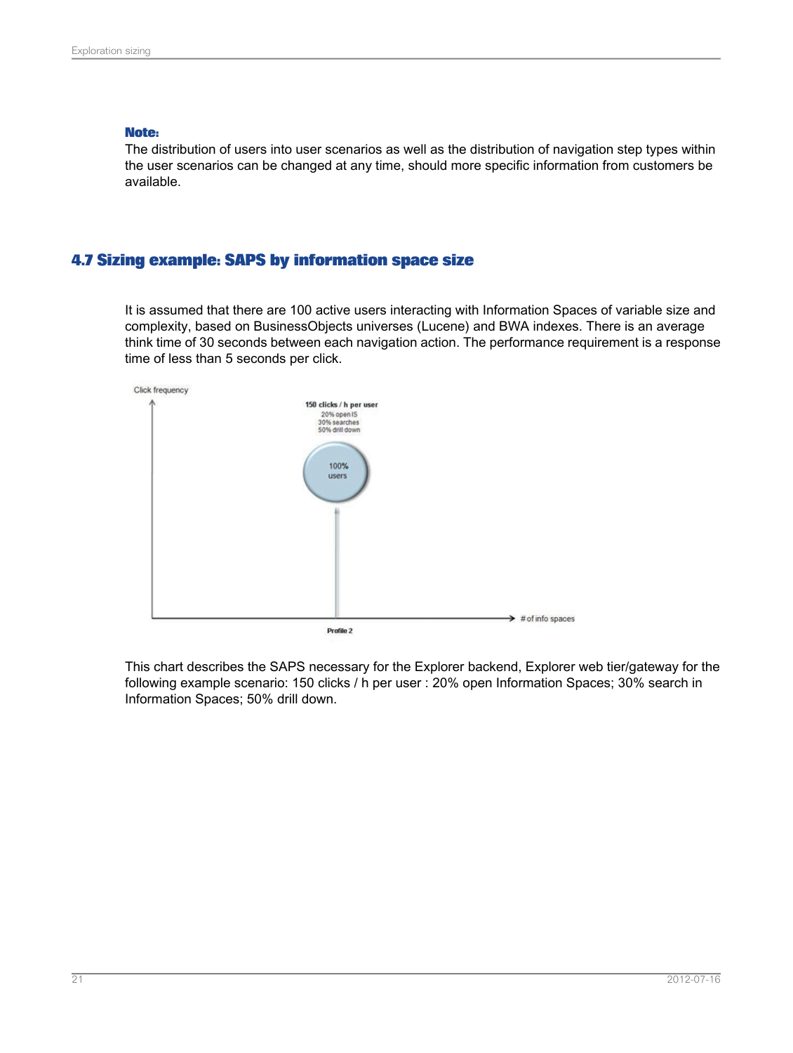**Note:**
The distribution of users into user scenarios as well as the distribution of navigation step types within the user scenarios can be changed at any time, should more specific information from customers be available.

## 4.7 Sizing example: SAPS by information space size

It is assumed that there are 100 active users interacting with Information Spaces of variable size and complexity, based on BusinessObjects universes (Lucene) and BWA indexes. There is an average think time of 30 seconds between each navigation action. The performance requirement is a response time of less than 5 seconds per click.

Click frequency

**150 clicks / h per user**
20% open IS
30% searches
50% drill down

100% users

**Profile 2**

# of info spaces

This chart describes the SAPS necessary for the Explorer backend, Explorer web tier/gateway for the following example scenario: 150 clicks / h per user : 20% open Information Spaces; 30% search in Information Spaces; 50% drill down.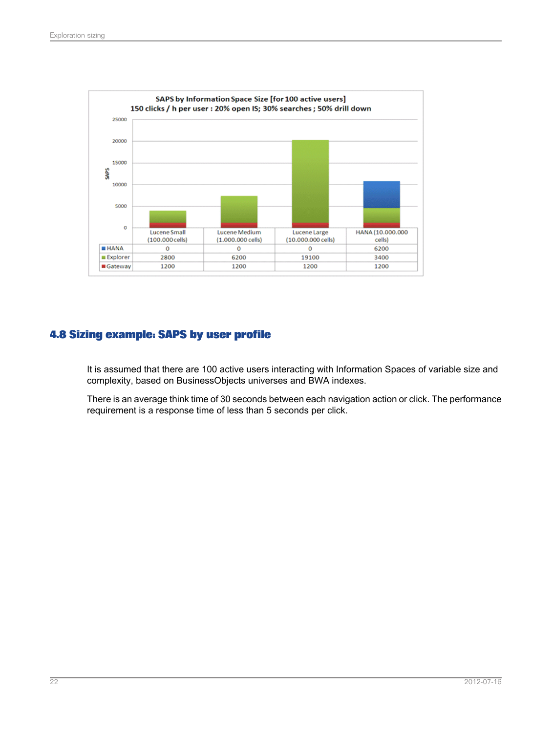**SAPS by Information Space Size [for 100 active users]**
**150 clicks / h per user : 20% open IS; 30% searches ; 50% drill down**

| | Lucene Small (100.000 cells) | Lucene Medium (1.000.000 cells) | Lucene Large (10.000.000 cells) | HANA (10.000.000 cells) |
|---|---|---|---|---|
| HANA | 0 | 0 | 0 | 6200 |
| Explorer | 2800 | 6200 | 19100 | 3400 |
| Gateway | 1200 | 1200 | 1200 | 1200 |

## 4.8 Sizing example: SAPS by user profile

It is assumed that there are 100 active users interacting with Information Spaces of variable size and complexity, based on BusinessObjects universes and BWA indexes.

There is an average think time of 30 seconds between each navigation action or click. The performance requirement is a response time of less than 5 seconds per click.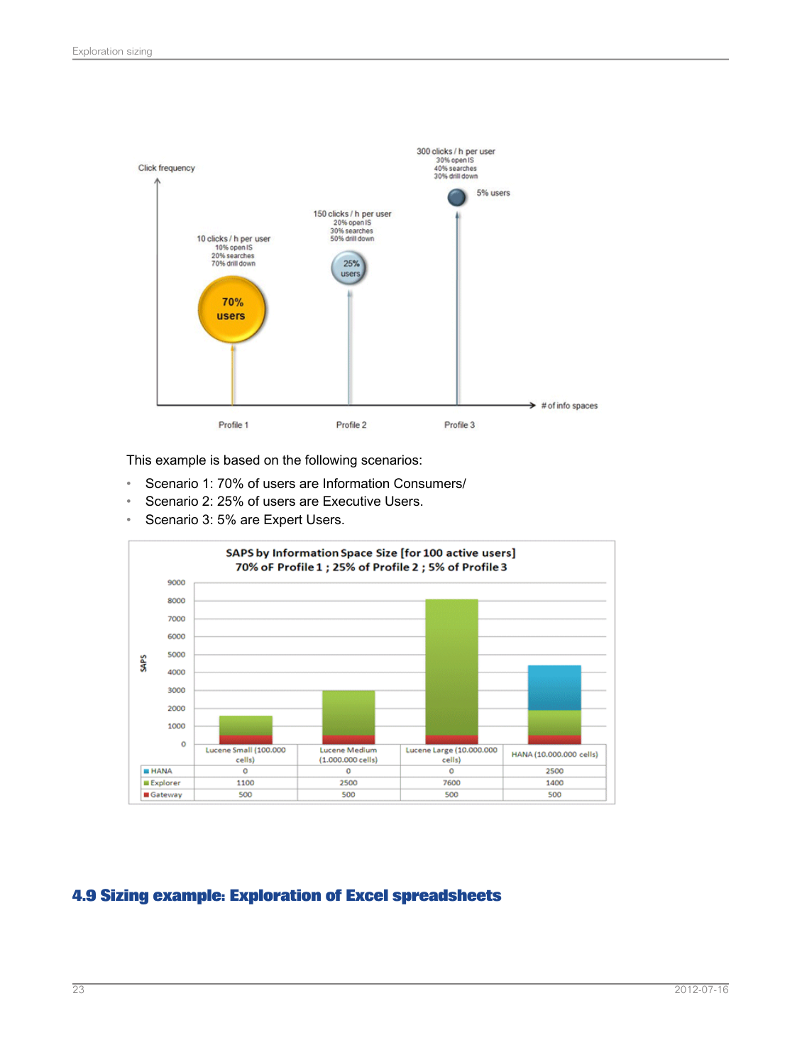This example is based on the following scenarios:

- Scenario 1: 70% of users are Information Consumers/
- Scenario 2: 25% of users are Executive Users.
- Scenario 3: 5% are Expert Users.

**SAPS by Information Space Size [for 100 active users]**
**70% oF Profile 1 ; 25% of Profile 2 ; 5% of Profile 3**

| | Lucene Small (100.000 cells) | Lucene Medium (1.000.000 cells) | Lucene Large (10.000.000 cells) | HANA (10.000.000 cells) |
|---|---|---|---|---|
| HANA | 0 | 0 | 0 | 2500 |
| Explorer | 1100 | 2500 | 7600 | 1400 |
| Gateway | 500 | 500 | 500 | 500 |

## 4.9 Sizing example: Exploration of Excel spreadsheets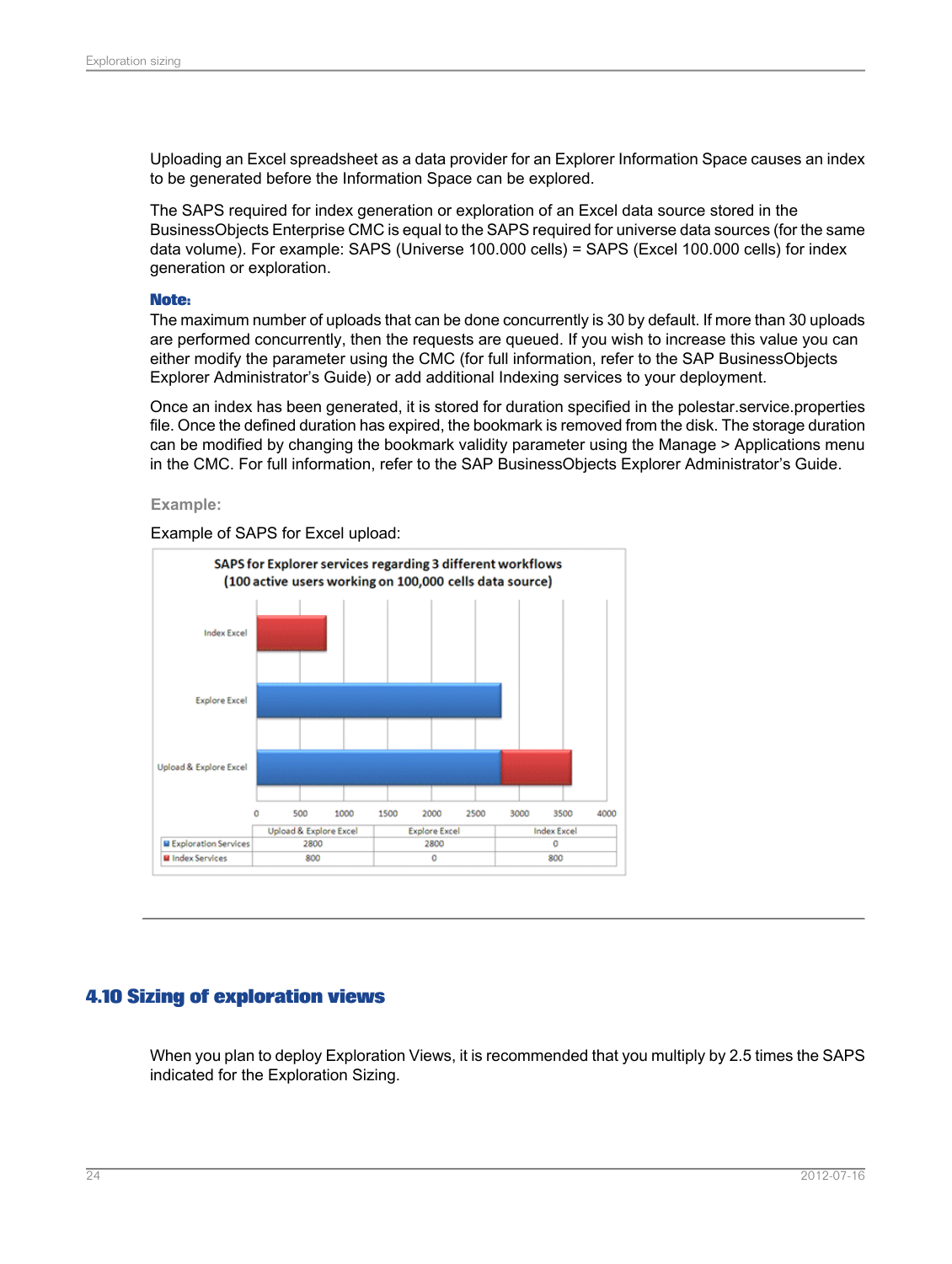Uploading an Excel spreadsheet as a data provider for an Explorer Information Space causes an index to be generated before the Information Space can be explored.

The SAPS required for index generation or exploration of an Excel data source stored in the BusinessObjects Enterprise CMC is equal to the SAPS required for universe data sources (for the same data volume). For example: SAPS (Universe 100.000 cells) = SAPS (Excel 100.000 cells) for index generation or exploration.

**Note:**
The maximum number of uploads that can be done concurrently is 30 by default. If more than 30 uploads are performed concurrently, then the requests are queued. If you wish to increase this value you can either modify the parameter using the CMC (for full information, refer to the SAP BusinessObjects Explorer Administrator's Guide) or add additional Indexing services to your deployment.

Once an index has been generated, it is stored for duration specified in the polestar.service.properties file. Once the defined duration has expired, the bookmark is removed from the disk. The storage duration can be modified by changing the bookmark validity parameter using the Manage > Applications menu in the CMC. For full information, refer to the SAP BusinessObjects Explorer Administrator's Guide.

**Example:**

Example of SAPS for Excel upload:

**SAPS for Explorer services regarding 3 different workflows (100 active users working on 100,000 cells data source)**

| | Upload & Explore Excel | Explore Excel | Index Excel |
|---|---|---|---|
| Exploration Services | 2800 | 2800 | 0 |
| Index Services | 800 | 0 | 800 |

## 4.10 Sizing of exploration views

When you plan to deploy Exploration Views, it is recommended that you multiply by 2.5 times the SAPS indicated for the Exploration Sizing.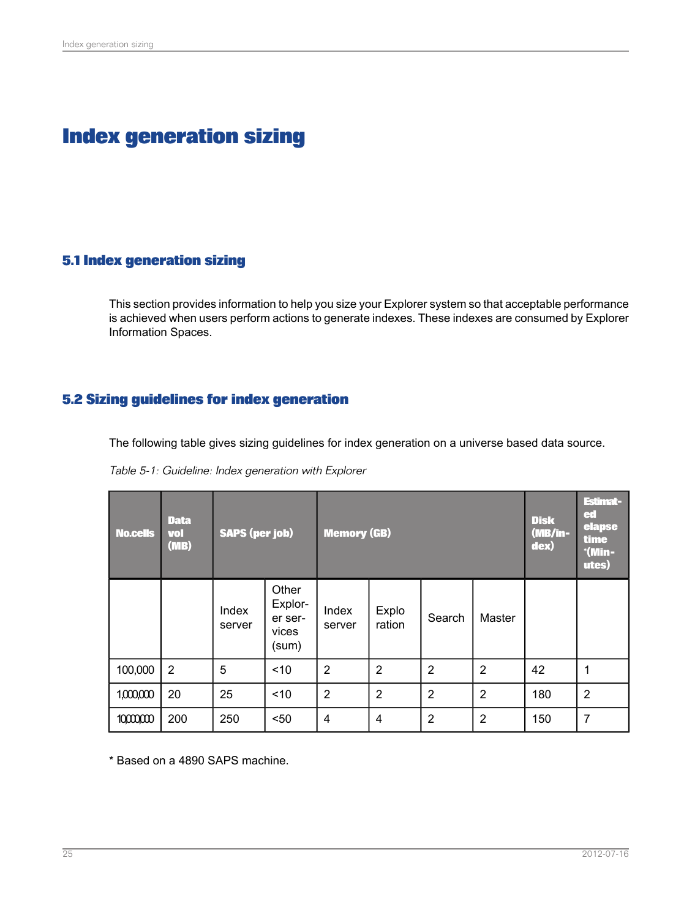# Index generation sizing

## 5.1 Index generation sizing

This section provides information to help you size your Explorer system so that acceptable performance is achieved when users perform actions to generate indexes. These indexes are consumed by Explorer Information Spaces.

## 5.2 Sizing guidelines for index generation

The following table gives sizing guidelines for index generation on a universe based data source.

*Table 5-1: Guideline: Index generation with Explorer*

| No.cells | Data vol (MB) | SAPS (per job) | | Memory (GB) | | | | Disk (MB/index) | Estimated elapse time *(Minutes) |
|---|---|---|---|---|---|---|---|---|---|
| | | Index server | Other Explorer services (sum) | Index server | Exploration | Search | Master | | |
| 100,000 | 2 | 5 | <10 | 2 | 2 | 2 | 2 | 42 | 1 |
| 1,000,000 | 20 | 25 | <10 | 2 | 2 | 2 | 2 | 180 | 2 |
| 10,000,000 | 200 | 250 | <50 | 4 | 4 | 2 | 2 | 150 | 7 |

* Based on a 4890 SAPS machine.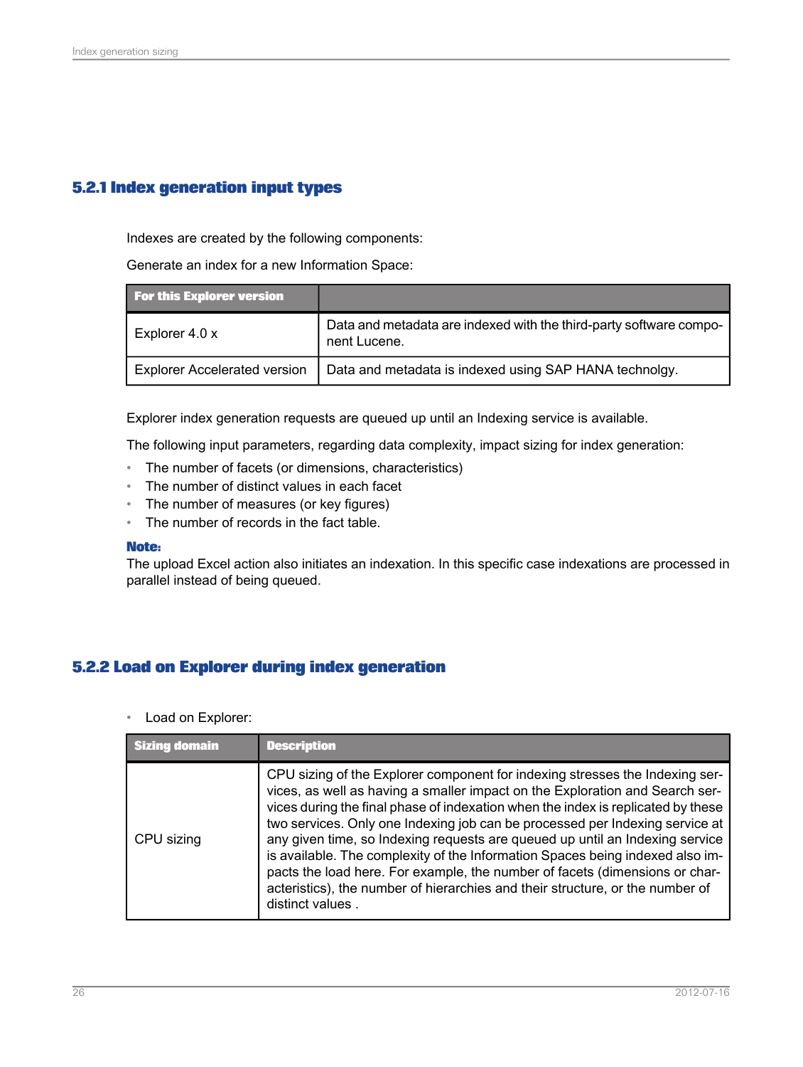### 5.2.1 Index generation input types

Indexes are created by the following components:

Generate an index for a new Information Space:

| For this Explorer version | |
|---|---|
| Explorer 4.0 x | Data and metadata are indexed with the third-party software component Lucene. |
| Explorer Accelerated version | Data and metadata is indexed using SAP HANA technolgy. |

Explorer index generation requests are queued up until an Indexing service is available.

The following input parameters, regarding data complexity, impact sizing for index generation:

- The number of facets (or dimensions, characteristics)
- The number of distinct values in each facet
- The number of measures (or key figures)
- The number of records in the fact table.

**Note:**
The upload Excel action also initiates an indexation. In this specific case indexations are processed in parallel instead of being queued.

### 5.2.2 Load on Explorer during index generation

- Load on Explorer:

| Sizing domain | Description |
|---|---|
| CPU sizing | CPU sizing of the Explorer component for indexing stresses the Indexing services, as well as having a smaller impact on the Exploration and Search services during the final phase of indexation when the index is replicated by these two services. Only one Indexing job can be processed per Indexing service at any given time, so Indexing requests are queued up until an Indexing service is available. The complexity of the Information Spaces being indexed also impacts the load here. For example, the number of facets (dimensions or characteristics), the number of hierarchies and their structure, or the number of distinct values . |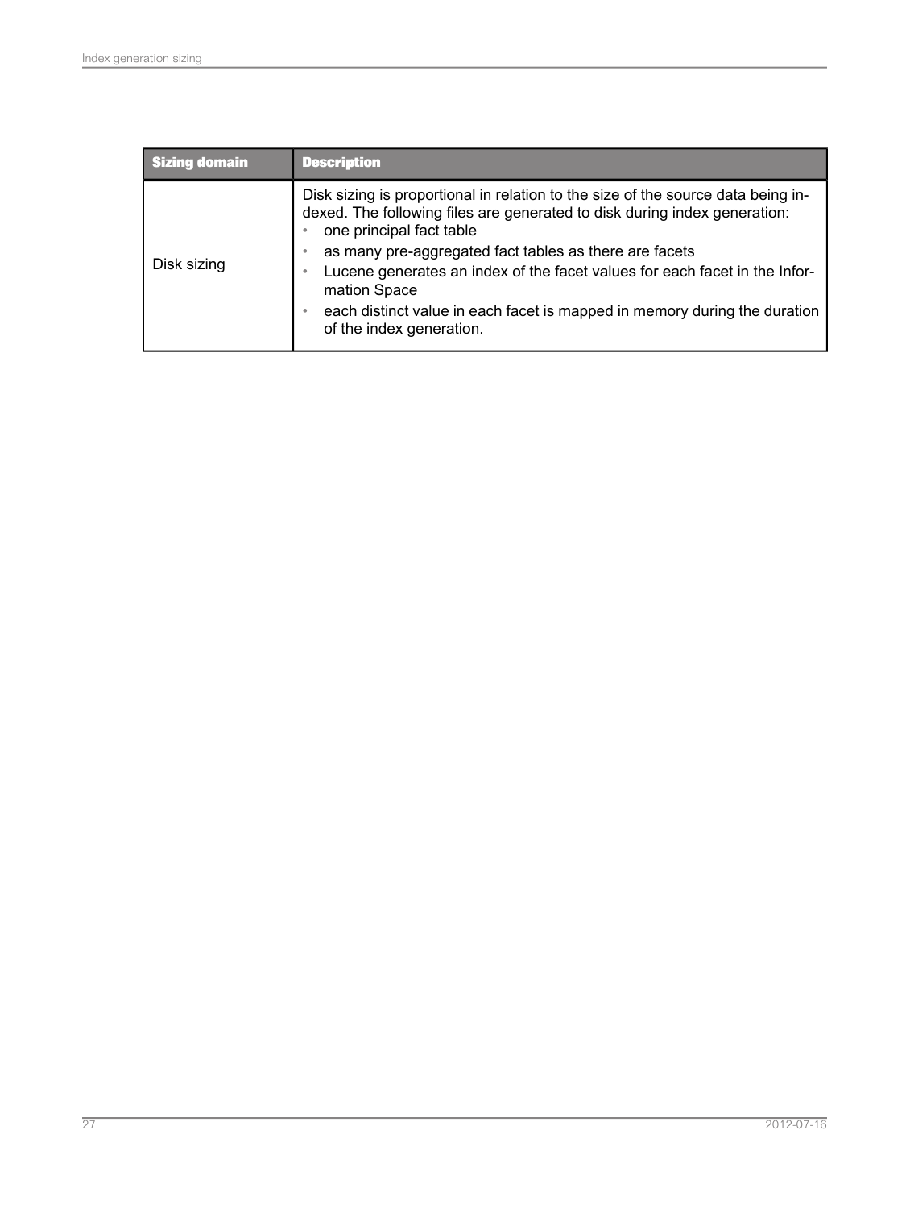| Sizing domain | Description |
| --- | --- |
| Disk sizing | Disk sizing is proportional in relation to the size of the source data being indexed. The following files are generated to disk during index generation:<br>• one principal fact table<br>• as many pre-aggregated fact tables as there are facets<br>• Lucene generates an index of the facet values for each facet in the Information Space<br>• each distinct value in each facet is mapped in memory during the duration of the index generation. |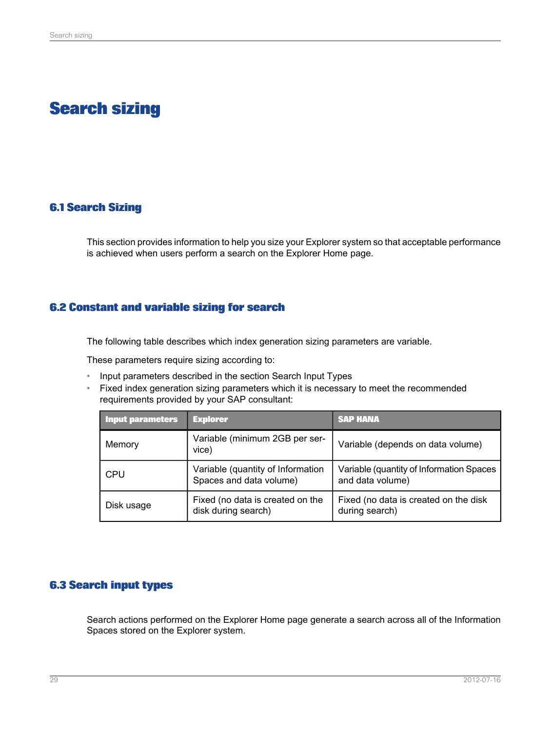# Search sizing

## 6.1 Search Sizing

This section provides information to help you size your Explorer system so that acceptable performance is achieved when users perform a search on the Explorer Home page.

## 6.2 Constant and variable sizing for search

The following table describes which index generation sizing parameters are variable.

These parameters require sizing according to:

- Input parameters described in the section Search Input Types
- Fixed index generation sizing parameters which it is necessary to meet the recommended requirements provided by your SAP consultant:

| Input parameters | Explorer | SAP HANA |
| --- | --- | --- |
| Memory | Variable (minimum 2GB per service) | Variable (depends on data volume) |
| CPU | Variable (quantity of Information Spaces and data volume) | Variable (quantity of Information Spaces and data volume) |
| Disk usage | Fixed (no data is created on the disk during search) | Fixed (no data is created on the disk during search) |

## 6.3 Search input types

Search actions performed on the Explorer Home page generate a search across all of the Information Spaces stored on the Explorer system.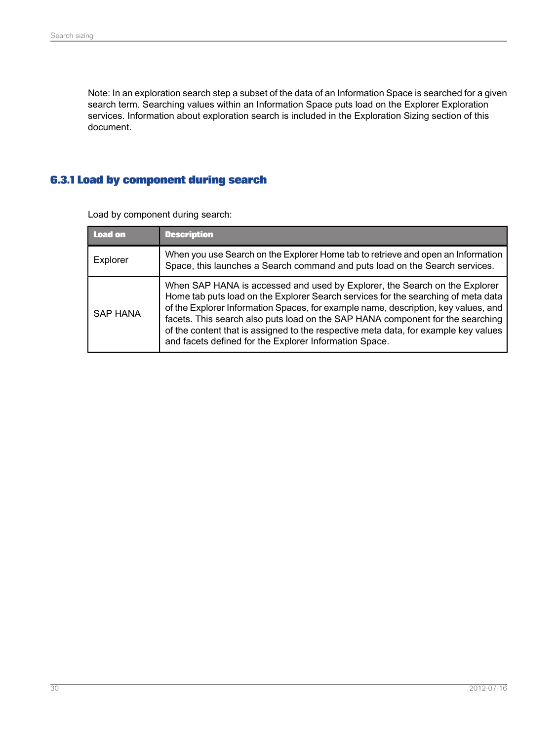Note: In an exploration search step a subset of the data of an Information Space is searched for a given search term. Searching values within an Information Space puts load on the Explorer Exploration services. Information about exploration search is included in the Exploration Sizing section of this document.

### 6.3.1 Load by component during search

Load by component during search:

| Load on | Description |
| --- | --- |
| Explorer | When you use Search on the Explorer Home tab to retrieve and open an Information Space, this launches a Search command and puts load on the Search services. |
| SAP HANA | When SAP HANA is accessed and used by Explorer, the Search on the Explorer Home tab puts load on the Explorer Search services for the searching of meta data of the Explorer Information Spaces, for example name, description, key values, and facets. This search also puts load on the SAP HANA component for the searching of the content that is assigned to the respective meta data, for example key values and facets defined for the Explorer Information Space. |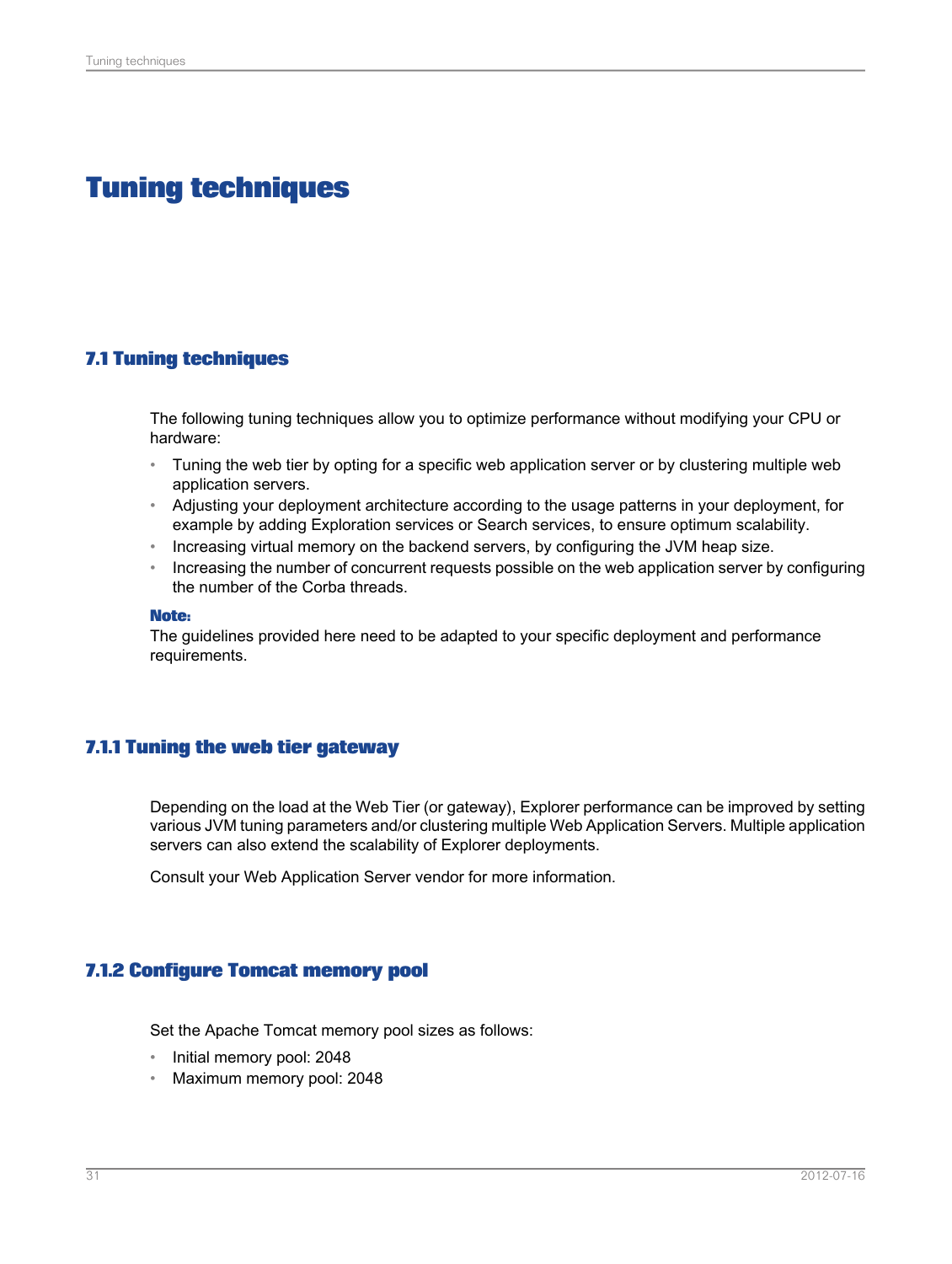# Tuning techniques

## 7.1 Tuning techniques

The following tuning techniques allow you to optimize performance without modifying your CPU or hardware:

- Tuning the web tier by opting for a specific web application server or by clustering multiple web application servers.
- Adjusting your deployment architecture according to the usage patterns in your deployment, for example by adding Exploration services or Search services, to ensure optimum scalability.
- Increasing virtual memory on the backend servers, by configuring the JVM heap size.
- Increasing the number of concurrent requests possible on the web application server by configuring the number of the Corba threads.

**Note:**
The guidelines provided here need to be adapted to your specific deployment and performance requirements.

### 7.1.1 Tuning the web tier gateway

Depending on the load at the Web Tier (or gateway), Explorer performance can be improved by setting various JVM tuning parameters and/or clustering multiple Web Application Servers. Multiple application servers can also extend the scalability of Explorer deployments.

Consult your Web Application Server vendor for more information.

### 7.1.2 Configure Tomcat memory pool

Set the Apache Tomcat memory pool sizes as follows:

- Initial memory pool: 2048
- Maximum memory pool: 2048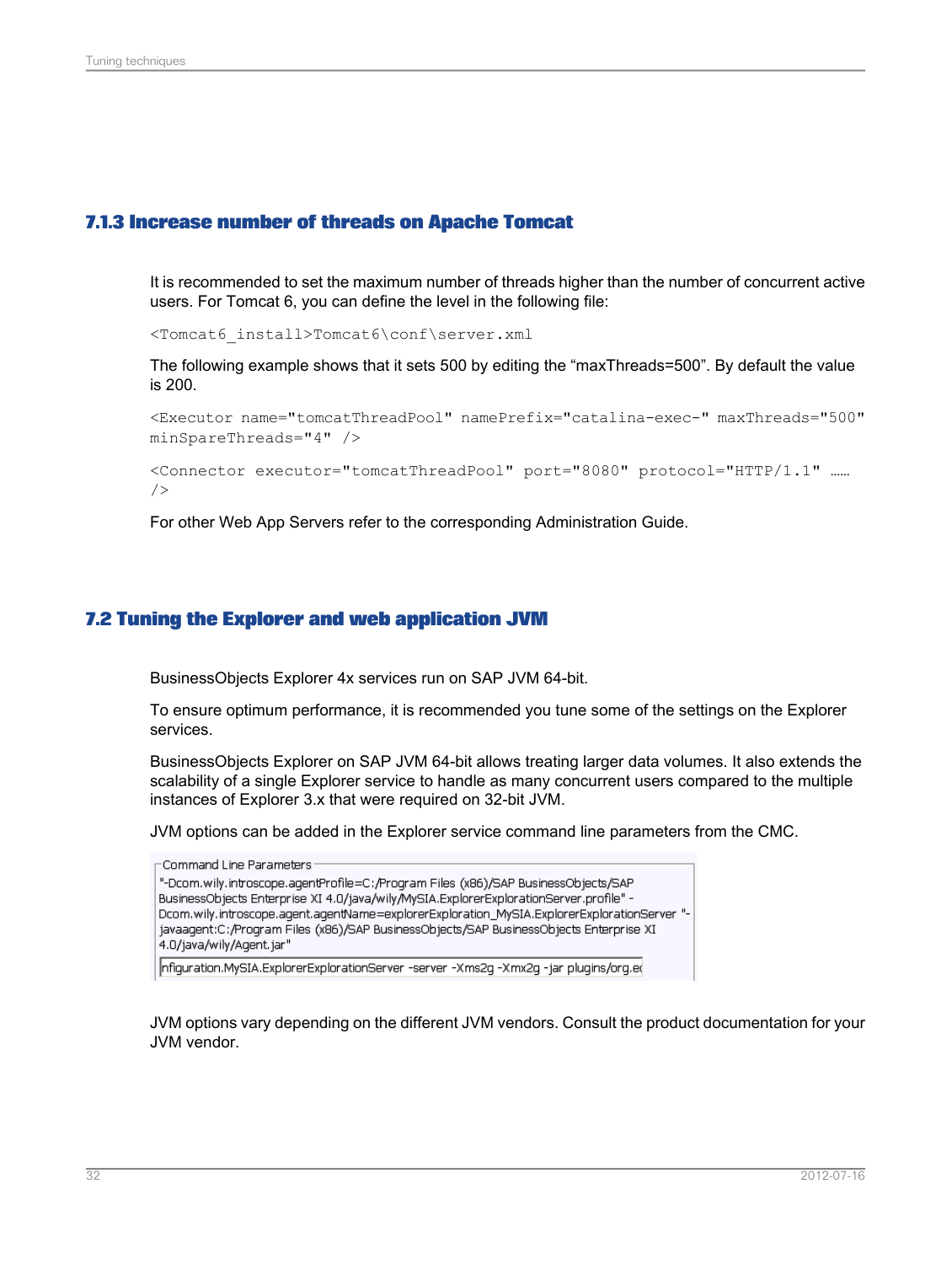### 7.1.3 Increase number of threads on Apache Tomcat

It is recommended to set the maximum number of threads higher than the number of concurrent active users. For Tomcat 6, you can define the level in the following file:

```
<Tomcat6_install>Tomcat6\conf\server.xml
```

The following example shows that it sets 500 by editing the “maxThreads=500”. By default the value is 200.

```
<Executor name="tomcatThreadPool" namePrefix="catalina-exec-" maxThreads="500"
minSpareThreads="4" />
```

```
<Connector executor="tomcatThreadPool" port="8080" protocol="HTTP/1.1" ……
/>
```

For other Web App Servers refer to the corresponding Administration Guide.

## 7.2 Tuning the Explorer and web application JVM

BusinessObjects Explorer 4x services run on SAP JVM 64-bit.

To ensure optimum performance, it is recommended you tune some of the settings on the Explorer services.

BusinessObjects Explorer on SAP JVM 64-bit allows treating larger data volumes. It also extends the scalability of a single Explorer service to handle as many concurrent users compared to the multiple instances of Explorer 3.x that were required on 32-bit JVM.

JVM options can be added in the Explorer service command line parameters from the CMC.

Command Line Parameters

```
"-Dcom.wily.introscope.agentProfile=C:/Program Files (x86)/SAP BusinessObjects/SAP
BusinessObjects Enterprise XI 4.0/java/wily/MySIA.ExplorerExplorationServer.profile" -
Dcom.wily.introscope.agent.agentName=explorerExploration_MySIA.ExplorerExplorationServer "-
javaagent:C:/Program Files (x86)/SAP BusinessObjects/SAP BusinessObjects Enterprise XI
4.0/java/wily/Agent.jar"
nfiguration.MySIA.ExplorerExplorationServer -server -Xms2g -Xmx2g -jar plugins/org.e
```

JVM options vary depending on the different JVM vendors. Consult the product documentation for your JVM vendor.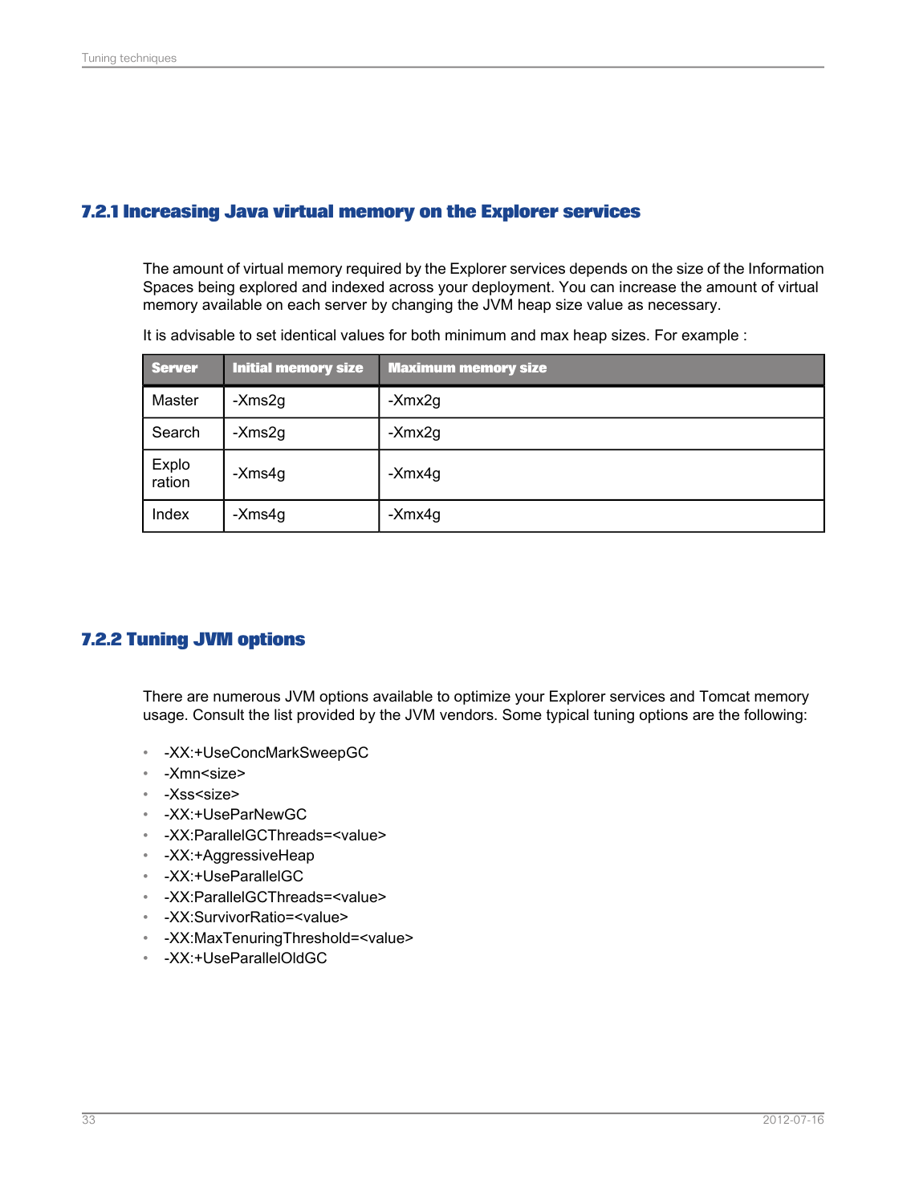### 7.2.1 Increasing Java virtual memory on the Explorer services

The amount of virtual memory required by the Explorer services depends on the size of the Information Spaces being explored and indexed across your deployment. You can increase the amount of virtual memory available on each server by changing the JVM heap size value as necessary.

It is advisable to set identical values for both minimum and max heap sizes. For example :

| Server | Initial memory size | Maximum memory size |
| --- | --- | --- |
| Master | -Xms2g | -Xmx2g |
| Search | -Xms2g | -Xmx2g |
| Exploration | -Xms4g | -Xmx4g |
| Index | -Xms4g | -Xmx4g |

### 7.2.2 Tuning JVM options

There are numerous JVM options available to optimize your Explorer services and Tomcat memory usage. Consult the list provided by the JVM vendors. Some typical tuning options are the following:

- -XX:+UseConcMarkSweepGC
- -Xmn<size>
- -Xss<size>
- -XX:+UseParNewGC
- -XX:ParallelGCThreads=<value>
- -XX:+AggressiveHeap
- -XX:+UseParallelGC
- -XX:ParallelGCThreads=<value>
- -XX:SurvivorRatio=<value>
- -XX:MaxTenuringThreshold=<value>
- -XX:+UseParallelOldGC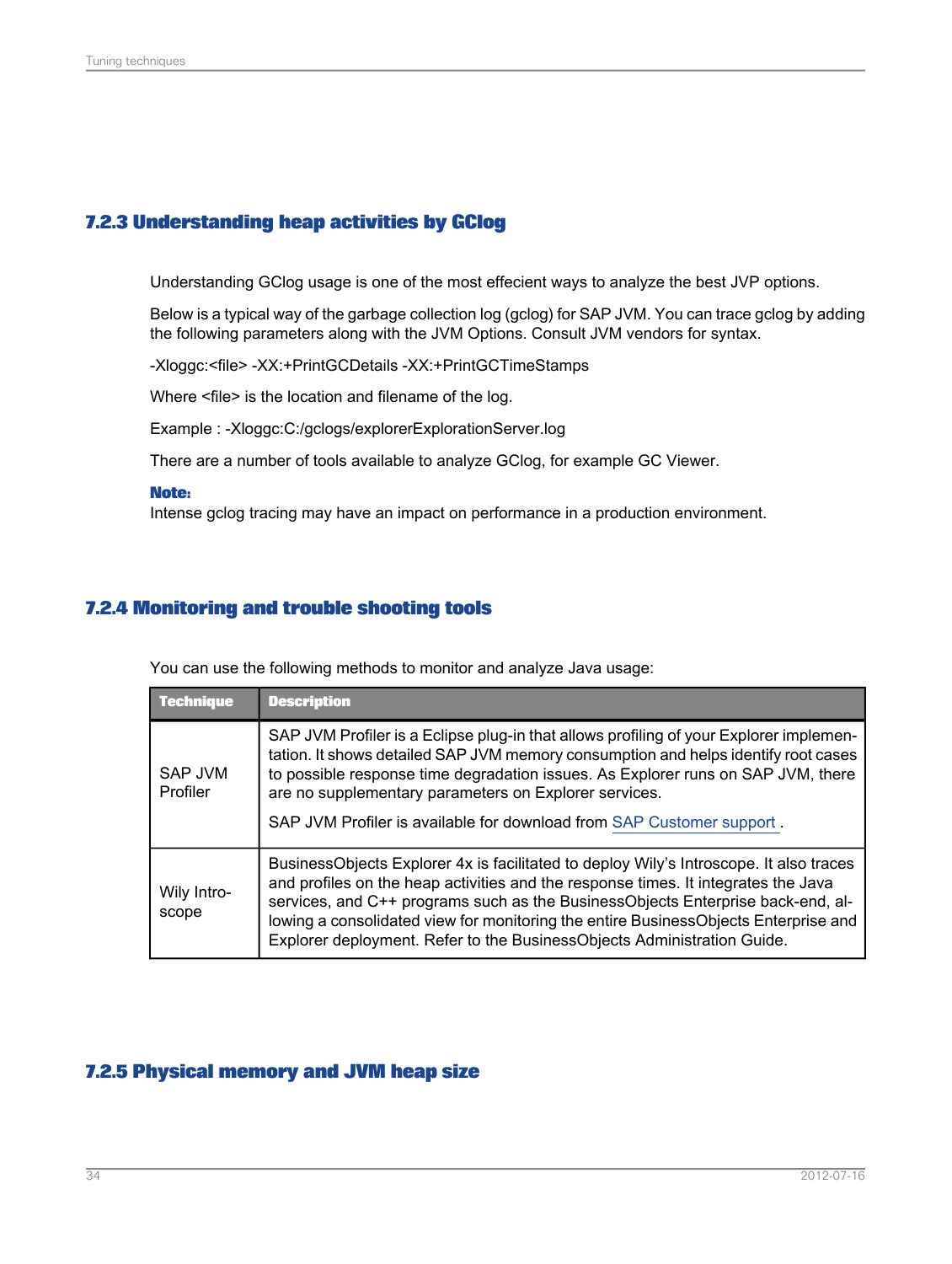### 7.2.3 Understanding heap activities by GClog

Understanding GClog usage is one of the most effecient ways to analyze the best JVP options.

Below is a typical way of the garbage collection log (gclog) for SAP JVM. You can trace gclog by adding the following parameters along with the JVM Options. Consult JVM vendors for syntax.

-Xloggc:<file> -XX:+PrintGCDetails -XX:+PrintGCTimeStamps

Where <file> is the location and filename of the log.

Example : -Xloggc:C:/gclogs/explorerExplorationServer.log

There are a number of tools available to analyze GClog, for example GC Viewer.

**Note:**
Intense gclog tracing may have an impact on performance in a production environment.

### 7.2.4 Monitoring and trouble shooting tools

You can use the following methods to monitor and analyze Java usage:

| Technique | Description |
| --- | --- |
| SAP JVM Profiler | SAP JVM Profiler is a Eclipse plug-in that allows profiling of your Explorer implementation. It shows detailed SAP JVM memory consumption and helps identify root cases to possible response time degradation issues. As Explorer runs on SAP JVM, there are no supplementary parameters on Explorer services.<br><br>SAP JVM Profiler is available for download from SAP Customer support . |
| Wily Introscope | BusinessObjects Explorer 4x is facilitated to deploy Wily's Introscope. It also traces and profiles on the heap activities and the response times. It integrates the Java services, and C++ programs such as the BusinessObjects Enterprise back-end, allowing a consolidated view for monitoring the entire BusinessObjects Enterprise and Explorer deployment. Refer to the BusinessObjects Administration Guide. |

### 7.2.5 Physical memory and JVM heap size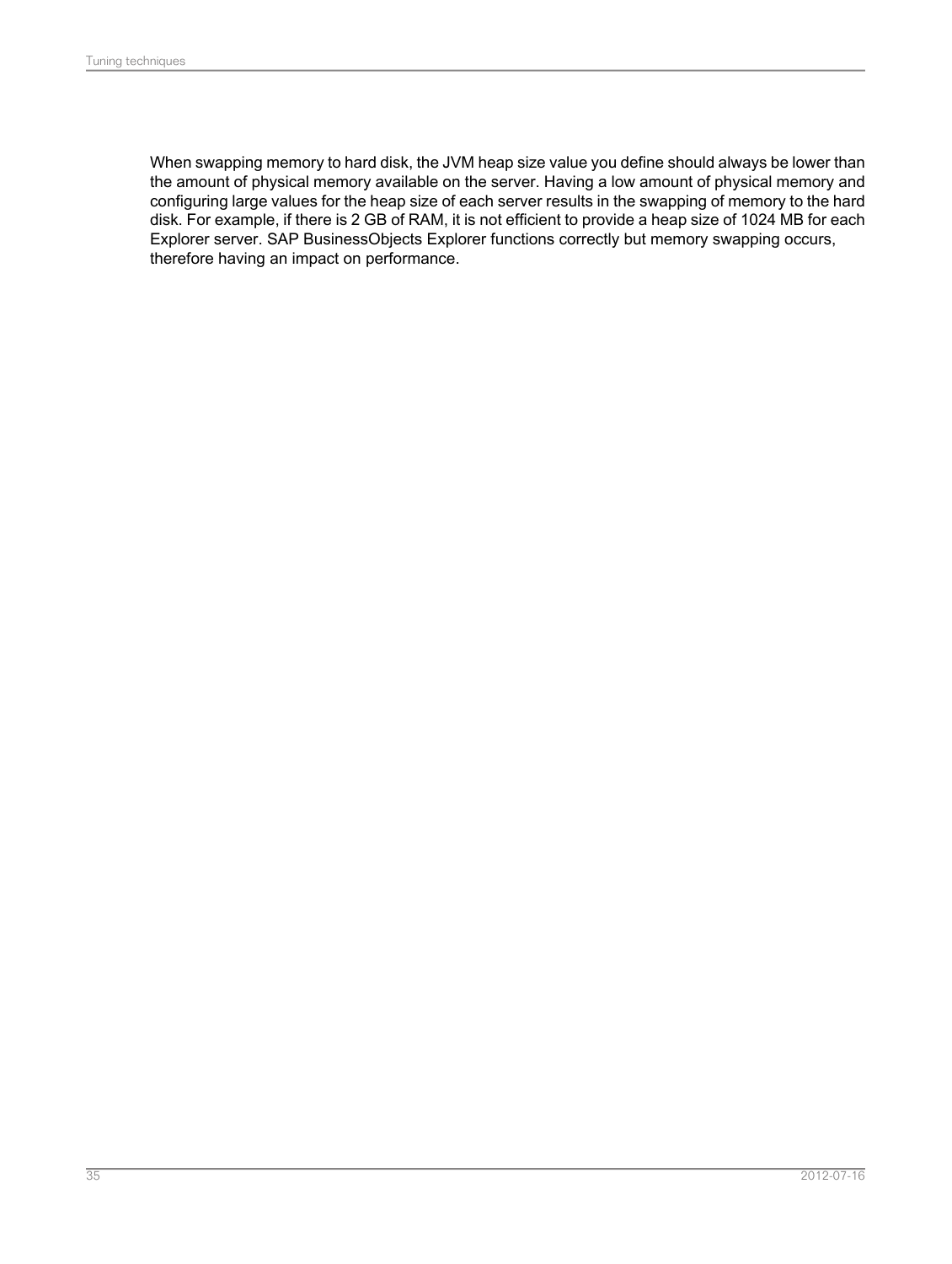When swapping memory to hard disk, the JVM heap size value you define should always be lower than the amount of physical memory available on the server. Having a low amount of physical memory and configuring large values for the heap size of each server results in the swapping of memory to the hard disk. For example, if there is 2 GB of RAM, it is not efficient to provide a heap size of 1024 MB for each Explorer server. SAP BusinessObjects Explorer functions correctly but memory swapping occurs, therefore having an impact on performance.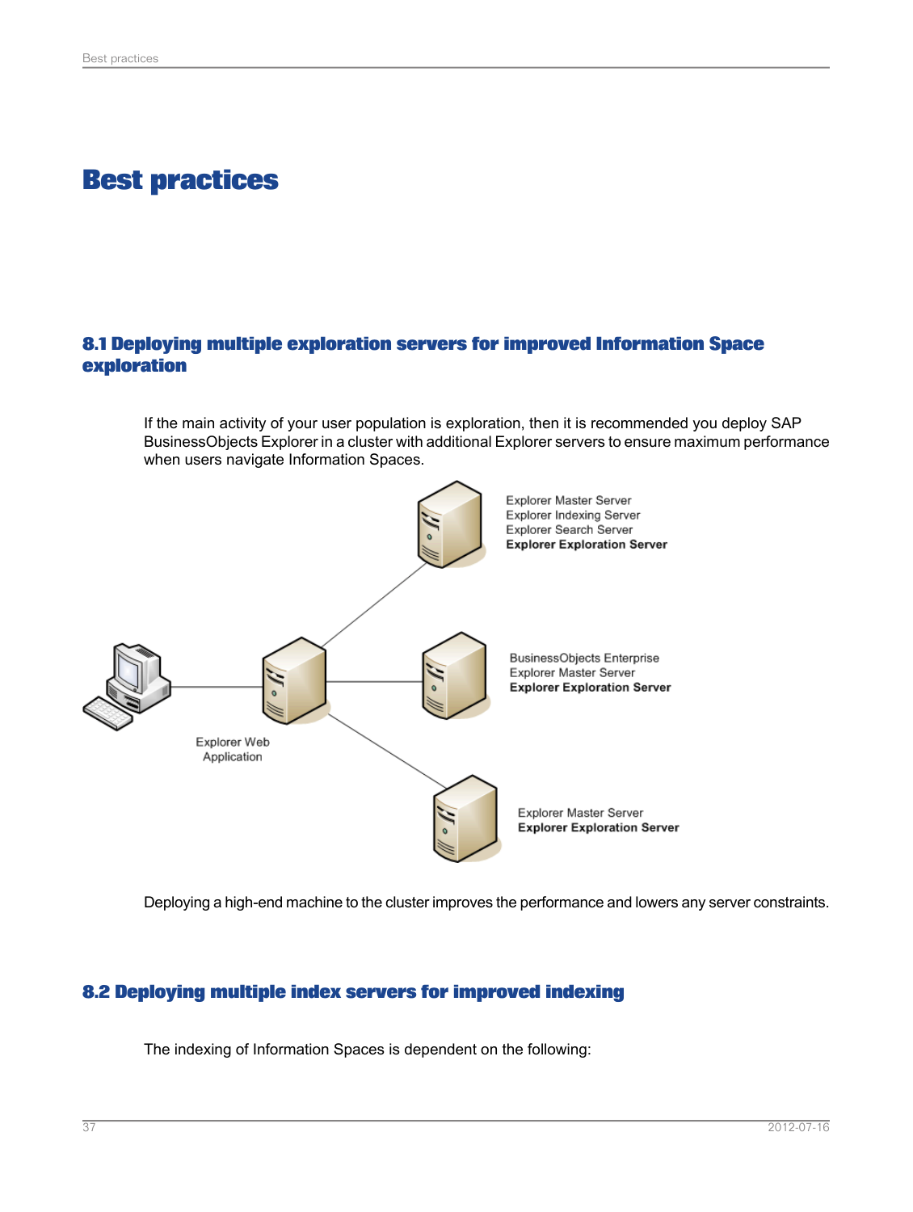# Best practices

## 8.1 Deploying multiple exploration servers for improved Information Space exploration

If the main activity of your user population is exploration, then it is recommended you deploy SAP BusinessObjects Explorer in a cluster with additional Explorer servers to ensure maximum performance when users navigate Information Spaces.

Explorer Master Server
Explorer Indexing Server
Explorer Search Server
**Explorer Exploration Server**

BusinessObjects Enterprise
Explorer Master Server
**Explorer Exploration Server**

Explorer Web Application

Explorer Master Server
**Explorer Exploration Server**

Deploying a high-end machine to the cluster improves the performance and lowers any server constraints.

## 8.2 Deploying multiple index servers for improved indexing

The indexing of Information Spaces is dependent on the following: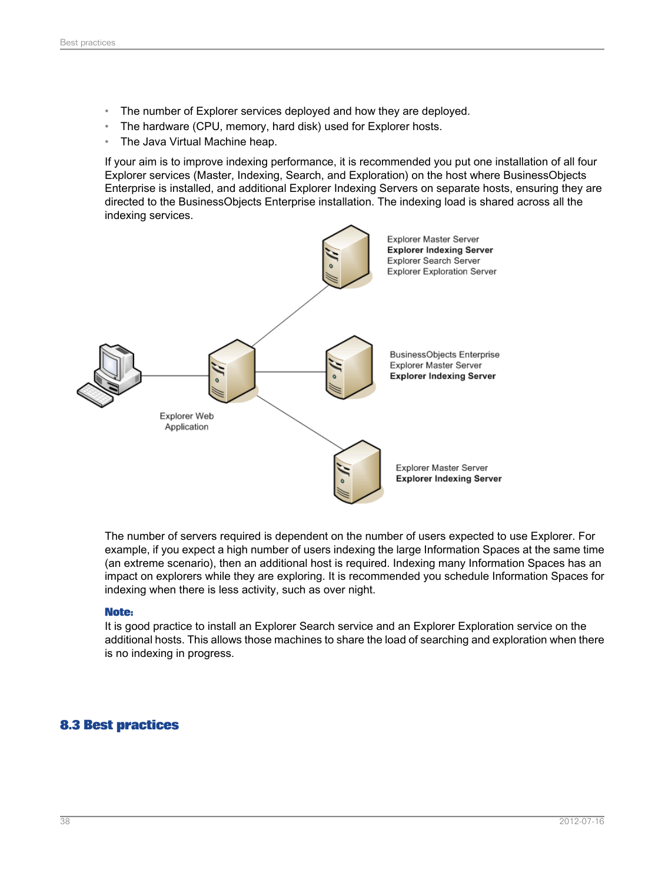- The number of Explorer services deployed and how they are deployed.
- The hardware (CPU, memory, hard disk) used for Explorer hosts.
- The Java Virtual Machine heap.

If your aim is to improve indexing performance, it is recommended you put one installation of all four Explorer services (Master, Indexing, Search, and Exploration) on the host where BusinessObjects Enterprise is installed, and additional Explorer Indexing Servers on separate hosts, ensuring they are directed to the BusinessObjects Enterprise installation. The indexing load is shared across all the indexing services.

Explorer Master Server
**Explorer Indexing Server**
Explorer Search Server
Explorer Exploration Server

BusinessObjects Enterprise
Explorer Master Server
**Explorer Indexing Server**

Explorer Web Application

Explorer Master Server
**Explorer Indexing Server**

The number of servers required is dependent on the number of users expected to use Explorer. For example, if you expect a high number of users indexing the large Information Spaces at the same time (an extreme scenario), then an additional host is required. Indexing many Information Spaces has an impact on explorers while they are exploring. It is recommended you schedule Information Spaces for indexing when there is less activity, such as over night.

**Note:**
It is good practice to install an Explorer Search service and an Explorer Exploration service on the additional hosts. This allows those machines to share the load of searching and exploration when there is no indexing in progress.

## 8.3 Best practices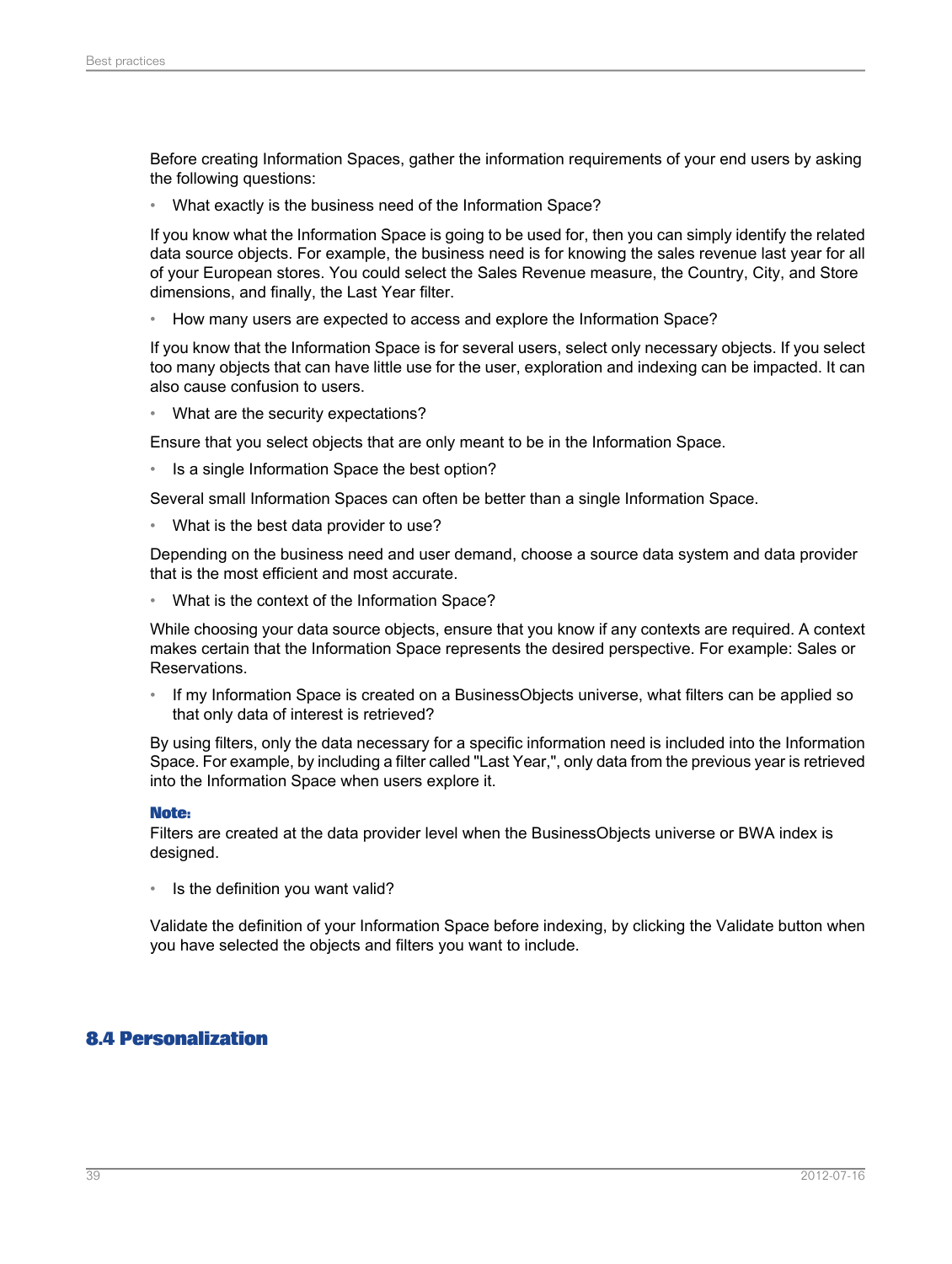Before creating Information Spaces, gather the information requirements of your end users by asking the following questions:

- What exactly is the business need of the Information Space?

If you know what the Information Space is going to be used for, then you can simply identify the related data source objects. For example, the business need is for knowing the sales revenue last year for all of your European stores. You could select the Sales Revenue measure, the Country, City, and Store dimensions, and finally, the Last Year filter.

- How many users are expected to access and explore the Information Space?

If you know that the Information Space is for several users, select only necessary objects. If you select too many objects that can have little use for the user, exploration and indexing can be impacted. It can also cause confusion to users.

- What are the security expectations?

Ensure that you select objects that are only meant to be in the Information Space.

- Is a single Information Space the best option?

Several small Information Spaces can often be better than a single Information Space.

- What is the best data provider to use?

Depending on the business need and user demand, choose a source data system and data provider that is the most efficient and most accurate.

- What is the context of the Information Space?

While choosing your data source objects, ensure that you know if any contexts are required. A context makes certain that the Information Space represents the desired perspective. For example: Sales or Reservations.

- If my Information Space is created on a BusinessObjects universe, what filters can be applied so that only data of interest is retrieved?

By using filters, only the data necessary for a specific information need is included into the Information Space. For example, by including a filter called "Last Year,", only data from the previous year is retrieved into the Information Space when users explore it.

**Note:**
Filters are created at the data provider level when the BusinessObjects universe or BWA index is designed.

- Is the definition you want valid?

Validate the definition of your Information Space before indexing, by clicking the Validate button when you have selected the objects and filters you want to include.

## 8.4 Personalization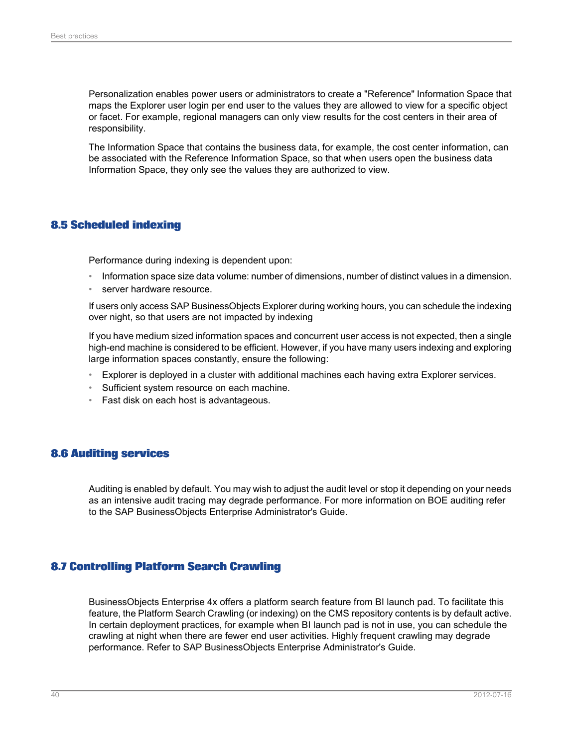Personalization enables power users or administrators to create a "Reference" Information Space that maps the Explorer user login per end user to the values they are allowed to view for a specific object or facet. For example, regional managers can only view results for the cost centers in their area of responsibility.

The Information Space that contains the business data, for example, the cost center information, can be associated with the Reference Information Space, so that when users open the business data Information Space, they only see the values they are authorized to view.

## 8.5 Scheduled indexing

Performance during indexing is dependent upon:

- Information space size data volume: number of dimensions, number of distinct values in a dimension.
- server hardware resource.

If users only access SAP BusinessObjects Explorer during working hours, you can schedule the indexing over night, so that users are not impacted by indexing

If you have medium sized information spaces and concurrent user access is not expected, then a single high-end machine is considered to be efficient. However, if you have many users indexing and exploring large information spaces constantly, ensure the following:

- Explorer is deployed in a cluster with additional machines each having extra Explorer services.
- Sufficient system resource on each machine.
- Fast disk on each host is advantageous.

## 8.6 Auditing services

Auditing is enabled by default. You may wish to adjust the audit level or stop it depending on your needs as an intensive audit tracing may degrade performance. For more information on BOE auditing refer to the SAP BusinessObjects Enterprise Administrator's Guide.

## 8.7 Controlling Platform Search Crawling

BusinessObjects Enterprise 4x offers a platform search feature from BI launch pad. To facilitate this feature, the Platform Search Crawling (or indexing) on the CMS repository contents is by default active. In certain deployment practices, for example when BI launch pad is not in use, you can schedule the crawling at night when there are fewer end user activities. Highly frequent crawling may degrade performance. Refer to SAP BusinessObjects Enterprise Administrator's Guide.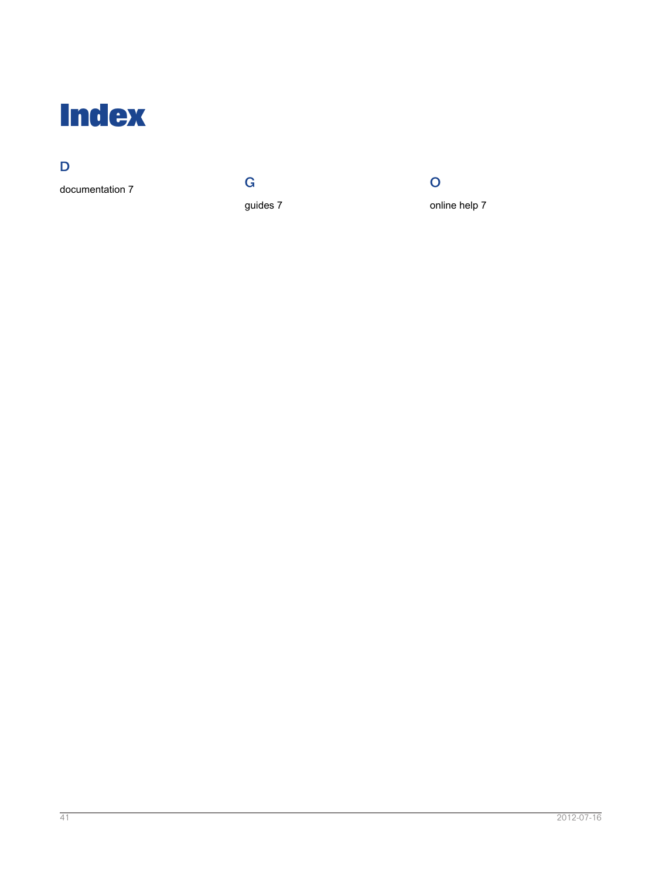# Index

## D

documentation 7

## G

guides 7

## O

online help 7